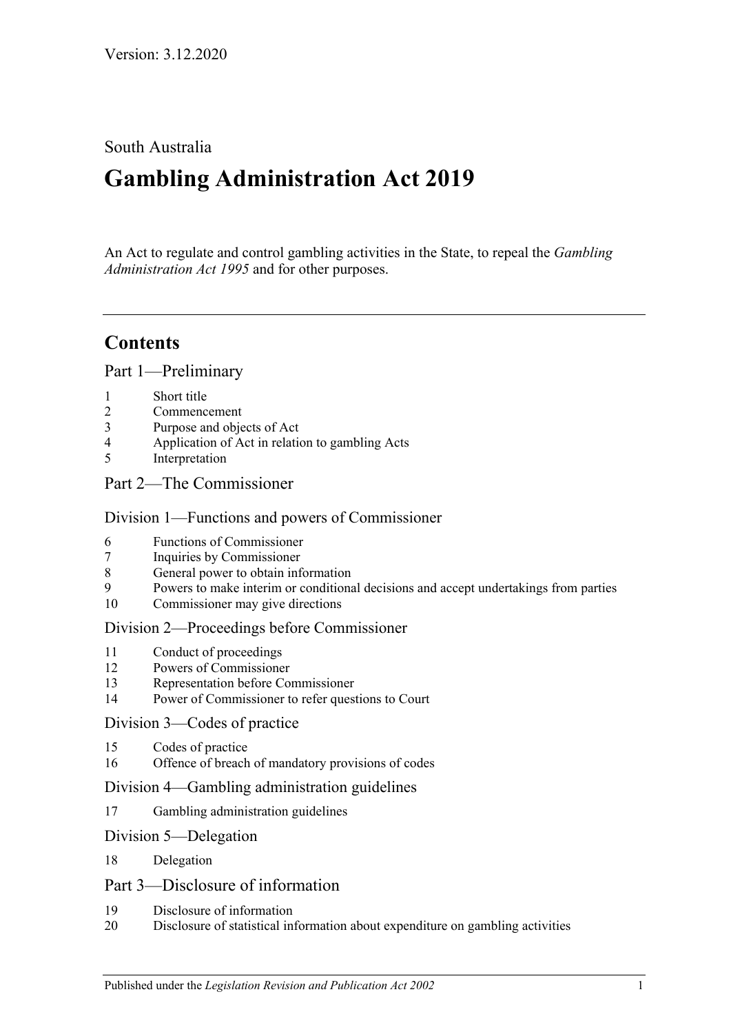Version: 3.12.2020

South Australia

# Gambling Administration Act 2019

An Act to regulate and control gambling activities in the State, to repeal the *Gambling Administration Act 1995* and for other purposes.

---

## Contents

### Part 1—Preliminary

1 Short title
2 Commencement
3 Purpose and objects of Act
4 Application of Act in relation to gambling Acts
5 Interpretation

### Part 2—The Commissioner

#### Division 1—Functions and powers of Commissioner

6 Functions of Commissioner
7 Inquiries by Commissioner
8 General power to obtain information
9 Powers to make interim or conditional decisions and accept undertakings from parties
10 Commissioner may give directions

#### Division 2—Proceedings before Commissioner

11 Conduct of proceedings
12 Powers of Commissioner
13 Representation before Commissioner
14 Power of Commissioner to refer questions to Court

#### Division 3—Codes of practice

15 Codes of practice
16 Offence of breach of mandatory provisions of codes

#### Division 4—Gambling administration guidelines

17 Gambling administration guidelines

#### Division 5—Delegation

18 Delegation

### Part 3—Disclosure of information

19 Disclosure of information
20 Disclosure of statistical information about expenditure on gambling activities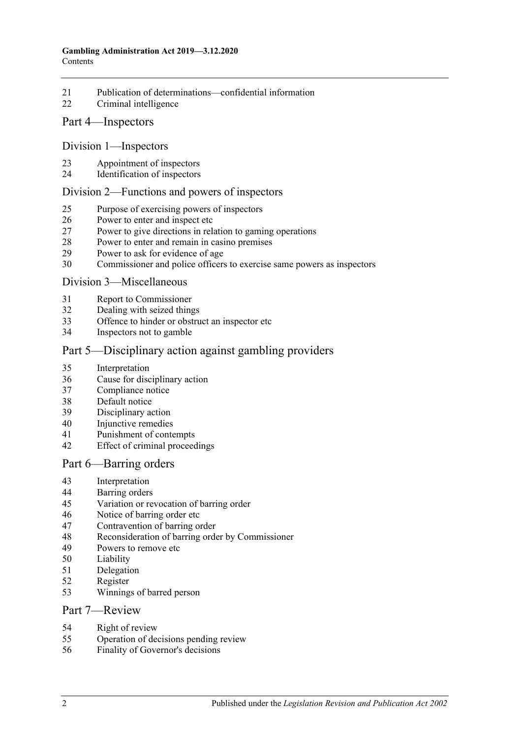21 Publication of determinations—confidential information
22 Criminal intelligence

## Part 4—Inspectors

### Division 1—Inspectors

23 Appointment of inspectors
24 Identification of inspectors

### Division 2—Functions and powers of inspectors

25 Purpose of exercising powers of inspectors
26 Power to enter and inspect etc
27 Power to give directions in relation to gaming operations
28 Power to enter and remain in casino premises
29 Power to ask for evidence of age
30 Commissioner and police officers to exercise same powers as inspectors

### Division 3—Miscellaneous

31 Report to Commissioner
32 Dealing with seized things
33 Offence to hinder or obstruct an inspector etc
34 Inspectors not to gamble

## Part 5—Disciplinary action against gambling providers

35 Interpretation
36 Cause for disciplinary action
37 Compliance notice
38 Default notice
39 Disciplinary action
40 Injunctive remedies
41 Punishment of contempts
42 Effect of criminal proceedings

## Part 6—Barring orders

43 Interpretation
44 Barring orders
45 Variation or revocation of barring order
46 Notice of barring order etc
47 Contravention of barring order
48 Reconsideration of barring order by Commissioner
49 Powers to remove etc
50 Liability
51 Delegation
52 Register
53 Winnings of barred person

## Part 7—Review

54 Right of review
55 Operation of decisions pending review
56 Finality of Governor's decisions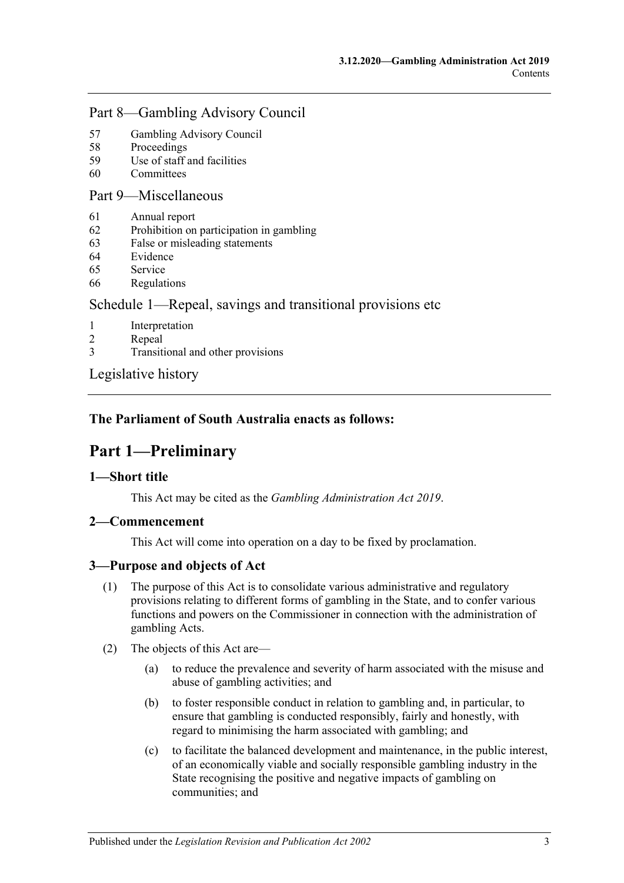## Part 8—Gambling Advisory Council

57 Gambling Advisory Council
58 Proceedings
59 Use of staff and facilities
60 Committees

## Part 9—Miscellaneous

61 Annual report
62 Prohibition on participation in gambling
63 False or misleading statements
64 Evidence
65 Service
66 Regulations

## Schedule 1—Repeal, savings and transitional provisions etc

1 Interpretation
2 Repeal
3 Transitional and other provisions

## Legislative history

---

**The Parliament of South Australia enacts as follows:**

# Part 1—Preliminary

### 1—Short title

This Act may be cited as the *Gambling Administration Act 2019*.

### 2—Commencement

This Act will come into operation on a day to be fixed by proclamation.

### 3—Purpose and objects of Act

(1) The purpose of this Act is to consolidate various administrative and regulatory provisions relating to different forms of gambling in the State, and to confer various functions and powers on the Commissioner in connection with the administration of gambling Acts.

(2) The objects of this Act are—

(a) to reduce the prevalence and severity of harm associated with the misuse and abuse of gambling activities; and

(b) to foster responsible conduct in relation to gambling and, in particular, to ensure that gambling is conducted responsibly, fairly and honestly, with regard to minimising the harm associated with gambling; and

(c) to facilitate the balanced development and maintenance, in the public interest, of an economically viable and socially responsible gambling industry in the State recognising the positive and negative impacts of gambling on communities; and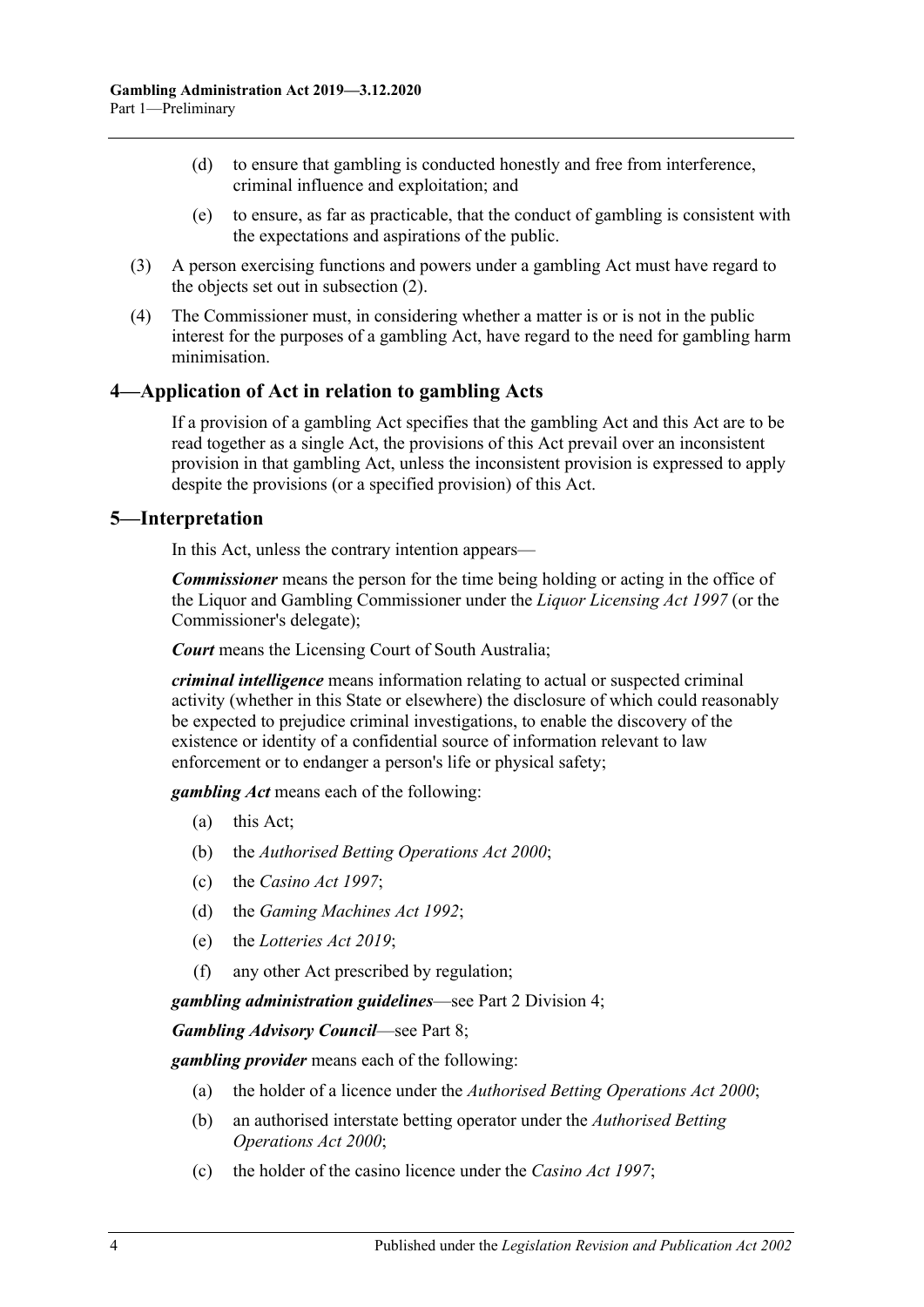(d) to ensure that gambling is conducted honestly and free from interference, criminal influence and exploitation; and

(e) to ensure, as far as practicable, that the conduct of gambling is consistent with the expectations and aspirations of the public.

(3) A person exercising functions and powers under a gambling Act must have regard to the objects set out in subsection (2).

(4) The Commissioner must, in considering whether a matter is or is not in the public interest for the purposes of a gambling Act, have regard to the need for gambling harm minimisation.

## 4—Application of Act in relation to gambling Acts

If a provision of a gambling Act specifies that the gambling Act and this Act are to be read together as a single Act, the provisions of this Act prevail over an inconsistent provision in that gambling Act, unless the inconsistent provision is expressed to apply despite the provisions (or a specified provision) of this Act.

## 5—Interpretation

In this Act, unless the contrary intention appears—

***Commissioner*** means the person for the time being holding or acting in the office of the Liquor and Gambling Commissioner under the *Liquor Licensing Act 1997* (or the Commissioner's delegate);

***Court*** means the Licensing Court of South Australia;

***criminal intelligence*** means information relating to actual or suspected criminal activity (whether in this State or elsewhere) the disclosure of which could reasonably be expected to prejudice criminal investigations, to enable the discovery of the existence or identity of a confidential source of information relevant to law enforcement or to endanger a person's life or physical safety;

***gambling Act*** means each of the following:

(a) this Act;

(b) the *Authorised Betting Operations Act 2000*;

(c) the *Casino Act 1997*;

(d) the *Gaming Machines Act 1992*;

(e) the *Lotteries Act 2019*;

(f) any other Act prescribed by regulation;

***gambling administration guidelines***—see Part 2 Division 4;

***Gambling Advisory Council***—see Part 8;

***gambling provider*** means each of the following:

(a) the holder of a licence under the *Authorised Betting Operations Act 2000*;

(b) an authorised interstate betting operator under the *Authorised Betting Operations Act 2000*;

(c) the holder of the casino licence under the *Casino Act 1997*;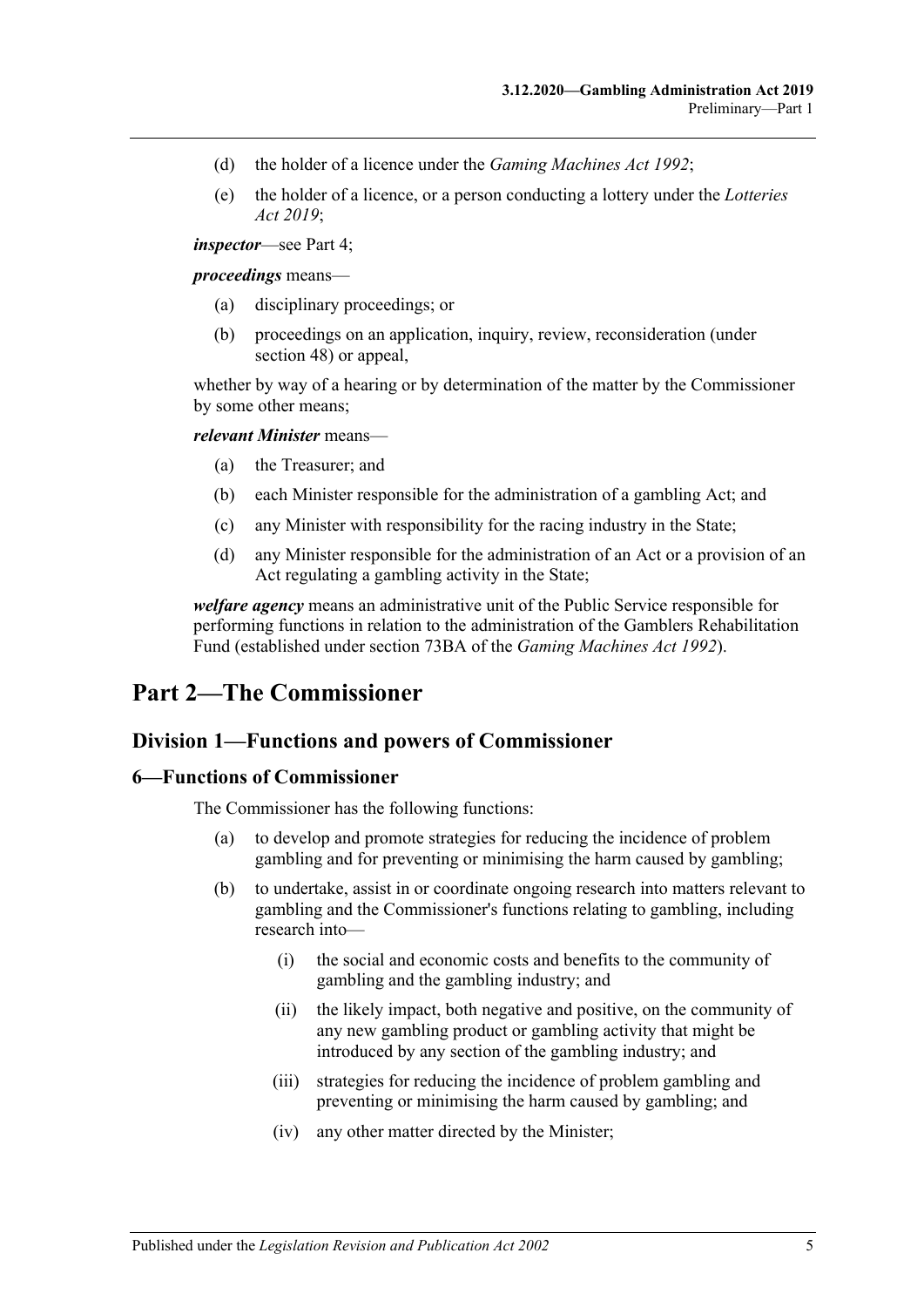(d) the holder of a licence under the *Gaming Machines Act 1992*;

(e) the holder of a licence, or a person conducting a lottery under the *Lotteries Act 2019*;

***inspector***—see Part 4;

***proceedings*** means—

(a) disciplinary proceedings; or

(b) proceedings on an application, inquiry, review, reconsideration (under section 48) or appeal,

whether by way of a hearing or by determination of the matter by the Commissioner by some other means;

***relevant Minister*** means—

(a) the Treasurer; and

(b) each Minister responsible for the administration of a gambling Act; and

(c) any Minister with responsibility for the racing industry in the State;

(d) any Minister responsible for the administration of an Act or a provision of an Act regulating a gambling activity in the State;

***welfare agency*** means an administrative unit of the Public Service responsible for performing functions in relation to the administration of the Gamblers Rehabilitation Fund (established under section 73BA of the *Gaming Machines Act 1992*).

# Part 2—The Commissioner

## Division 1—Functions and powers of Commissioner

### 6—Functions of Commissioner

The Commissioner has the following functions:

(a) to develop and promote strategies for reducing the incidence of problem gambling and for preventing or minimising the harm caused by gambling;

(b) to undertake, assist in or coordinate ongoing research into matters relevant to gambling and the Commissioner's functions relating to gambling, including research into—

(i) the social and economic costs and benefits to the community of gambling and the gambling industry; and

(ii) the likely impact, both negative and positive, on the community of any new gambling product or gambling activity that might be introduced by any section of the gambling industry; and

(iii) strategies for reducing the incidence of problem gambling and preventing or minimising the harm caused by gambling; and

(iv) any other matter directed by the Minister;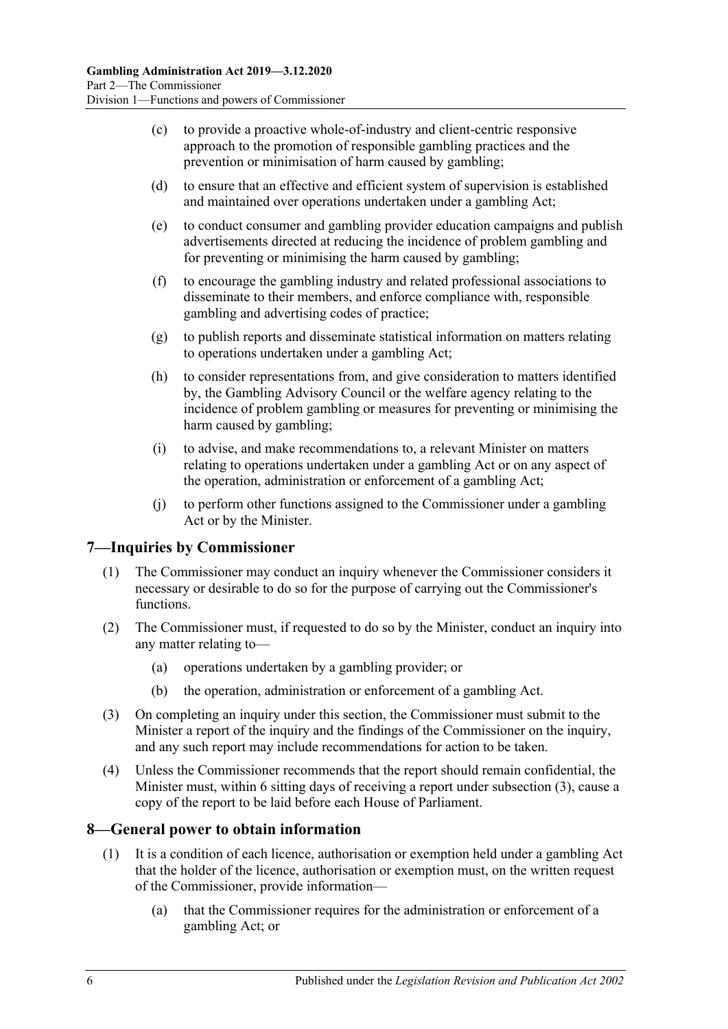(c) to provide a proactive whole-of-industry and client-centric responsive approach to the promotion of responsible gambling practices and the prevention or minimisation of harm caused by gambling;

(d) to ensure that an effective and efficient system of supervision is established and maintained over operations undertaken under a gambling Act;

(e) to conduct consumer and gambling provider education campaigns and publish advertisements directed at reducing the incidence of problem gambling and for preventing or minimising the harm caused by gambling;

(f) to encourage the gambling industry and related professional associations to disseminate to their members, and enforce compliance with, responsible gambling and advertising codes of practice;

(g) to publish reports and disseminate statistical information on matters relating to operations undertaken under a gambling Act;

(h) to consider representations from, and give consideration to matters identified by, the Gambling Advisory Council or the welfare agency relating to the incidence of problem gambling or measures for preventing or minimising the harm caused by gambling;

(i) to advise, and make recommendations to, a relevant Minister on matters relating to operations undertaken under a gambling Act or on any aspect of the operation, administration or enforcement of a gambling Act;

(j) to perform other functions assigned to the Commissioner under a gambling Act or by the Minister.

## 7—Inquiries by Commissioner

(1) The Commissioner may conduct an inquiry whenever the Commissioner considers it necessary or desirable to do so for the purpose of carrying out the Commissioner's functions.

(2) The Commissioner must, if requested to do so by the Minister, conduct an inquiry into any matter relating to—

(a) operations undertaken by a gambling provider; or

(b) the operation, administration or enforcement of a gambling Act.

(3) On completing an inquiry under this section, the Commissioner must submit to the Minister a report of the inquiry and the findings of the Commissioner on the inquiry, and any such report may include recommendations for action to be taken.

(4) Unless the Commissioner recommends that the report should remain confidential, the Minister must, within 6 sitting days of receiving a report under subsection (3), cause a copy of the report to be laid before each House of Parliament.

## 8—General power to obtain information

(1) It is a condition of each licence, authorisation or exemption held under a gambling Act that the holder of the licence, authorisation or exemption must, on the written request of the Commissioner, provide information—

(a) that the Commissioner requires for the administration or enforcement of a gambling Act; or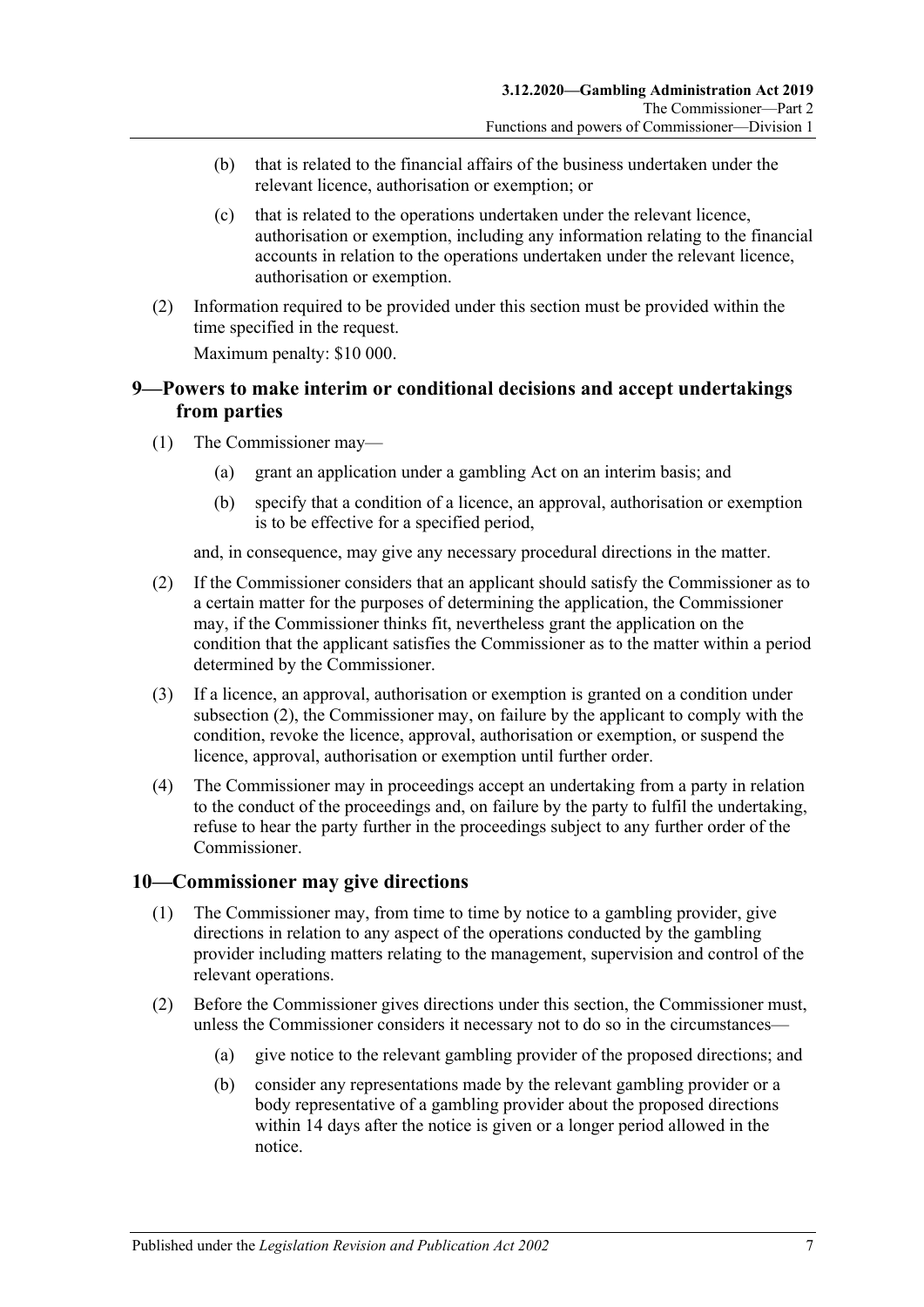(b) that is related to the financial affairs of the business undertaken under the relevant licence, authorisation or exemption; or

(c) that is related to the operations undertaken under the relevant licence, authorisation or exemption, including any information relating to the financial accounts in relation to the operations undertaken under the relevant licence, authorisation or exemption.

(2) Information required to be provided under this section must be provided within the time specified in the request.

Maximum penalty: $10 000.

## 9—Powers to make interim or conditional decisions and accept undertakings from parties

(1) The Commissioner may—

(a) grant an application under a gambling Act on an interim basis; and

(b) specify that a condition of a licence, an approval, authorisation or exemption is to be effective for a specified period,

and, in consequence, may give any necessary procedural directions in the matter.

(2) If the Commissioner considers that an applicant should satisfy the Commissioner as to a certain matter for the purposes of determining the application, the Commissioner may, if the Commissioner thinks fit, nevertheless grant the application on the condition that the applicant satisfies the Commissioner as to the matter within a period determined by the Commissioner.

(3) If a licence, an approval, authorisation or exemption is granted on a condition under subsection (2), the Commissioner may, on failure by the applicant to comply with the condition, revoke the licence, approval, authorisation or exemption, or suspend the licence, approval, authorisation or exemption until further order.

(4) The Commissioner may in proceedings accept an undertaking from a party in relation to the conduct of the proceedings and, on failure by the party to fulfil the undertaking, refuse to hear the party further in the proceedings subject to any further order of the Commissioner.

## 10—Commissioner may give directions

(1) The Commissioner may, from time to time by notice to a gambling provider, give directions in relation to any aspect of the operations conducted by the gambling provider including matters relating to the management, supervision and control of the relevant operations.

(2) Before the Commissioner gives directions under this section, the Commissioner must, unless the Commissioner considers it necessary not to do so in the circumstances—

(a) give notice to the relevant gambling provider of the proposed directions; and

(b) consider any representations made by the relevant gambling provider or a body representative of a gambling provider about the proposed directions within 14 days after the notice is given or a longer period allowed in the notice.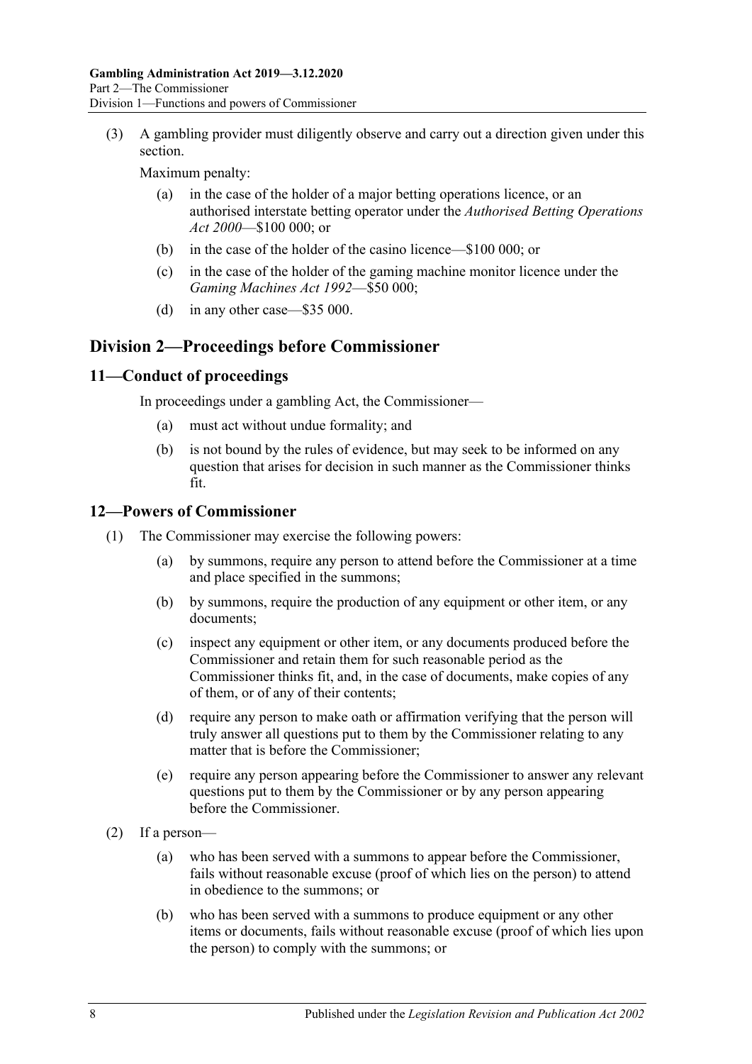(3) A gambling provider must diligently observe and carry out a direction given under this section.

Maximum penalty:

(a) in the case of the holder of a major betting operations licence, or an authorised interstate betting operator under the *Authorised Betting Operations Act 2000*—$100 000; or

(b) in the case of the holder of the casino licence—$100 000; or

(c) in the case of the holder of the gaming machine monitor licence under the *Gaming Machines Act 1992*—$50 000;

(d) in any other case—$35 000.

## Division 2—Proceedings before Commissioner

### 11—Conduct of proceedings

In proceedings under a gambling Act, the Commissioner—

(a) must act without undue formality; and

(b) is not bound by the rules of evidence, but may seek to be informed on any question that arises for decision in such manner as the Commissioner thinks fit.

### 12—Powers of Commissioner

(1) The Commissioner may exercise the following powers:

(a) by summons, require any person to attend before the Commissioner at a time and place specified in the summons;

(b) by summons, require the production of any equipment or other item, or any documents;

(c) inspect any equipment or other item, or any documents produced before the Commissioner and retain them for such reasonable period as the Commissioner thinks fit, and, in the case of documents, make copies of any of them, or of any of their contents;

(d) require any person to make oath or affirmation verifying that the person will truly answer all questions put to them by the Commissioner relating to any matter that is before the Commissioner;

(e) require any person appearing before the Commissioner to answer any relevant questions put to them by the Commissioner or by any person appearing before the Commissioner.

(2) If a person—

(a) who has been served with a summons to appear before the Commissioner, fails without reasonable excuse (proof of which lies on the person) to attend in obedience to the summons; or

(b) who has been served with a summons to produce equipment or any other items or documents, fails without reasonable excuse (proof of which lies upon the person) to comply with the summons; or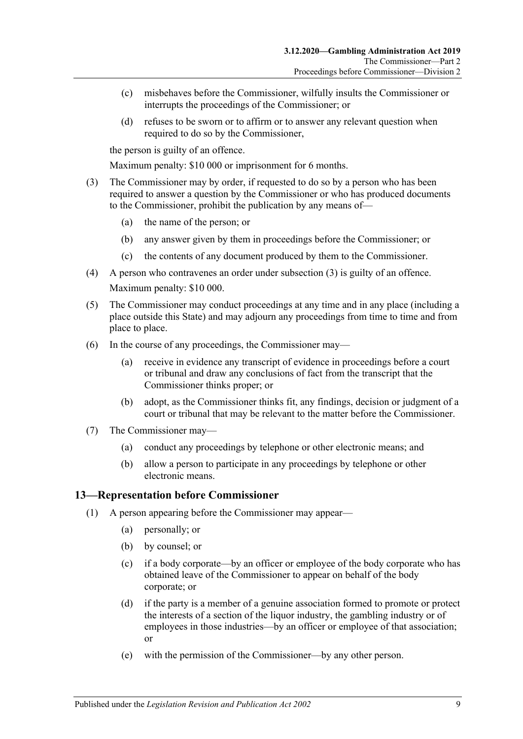(c) misbehaves before the Commissioner, wilfully insults the Commissioner or interrupts the proceedings of the Commissioner; or

(d) refuses to be sworn or to affirm or to answer any relevant question when required to do so by the Commissioner,

the person is guilty of an offence.

Maximum penalty: $10 000 or imprisonment for 6 months.

(3) The Commissioner may by order, if requested to do so by a person who has been required to answer a question by the Commissioner or who has produced documents to the Commissioner, prohibit the publication by any means of—

(a) the name of the person; or

(b) any answer given by them in proceedings before the Commissioner; or

(c) the contents of any document produced by them to the Commissioner.

(4) A person who contravenes an order under subsection (3) is guilty of an offence.

Maximum penalty: $10 000.

(5) The Commissioner may conduct proceedings at any time and in any place (including a place outside this State) and may adjourn any proceedings from time to time and from place to place.

(6) In the course of any proceedings, the Commissioner may—

(a) receive in evidence any transcript of evidence in proceedings before a court or tribunal and draw any conclusions of fact from the transcript that the Commissioner thinks proper; or

(b) adopt, as the Commissioner thinks fit, any findings, decision or judgment of a court or tribunal that may be relevant to the matter before the Commissioner.

(7) The Commissioner may—

(a) conduct any proceedings by telephone or other electronic means; and

(b) allow a person to participate in any proceedings by telephone or other electronic means.

## 13—Representation before Commissioner

(1) A person appearing before the Commissioner may appear—

(a) personally; or

(b) by counsel; or

(c) if a body corporate—by an officer or employee of the body corporate who has obtained leave of the Commissioner to appear on behalf of the body corporate; or

(d) if the party is a member of a genuine association formed to promote or protect the interests of a section of the liquor industry, the gambling industry or of employees in those industries—by an officer or employee of that association; or

(e) with the permission of the Commissioner—by any other person.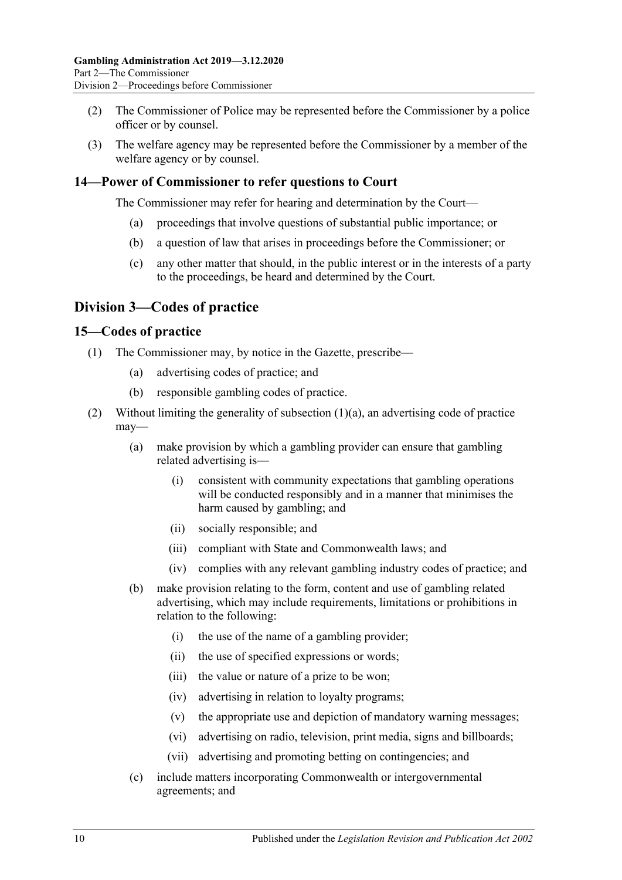(2) The Commissioner of Police may be represented before the Commissioner by a police officer or by counsel.

(3) The welfare agency may be represented before the Commissioner by a member of the welfare agency or by counsel.

### 14—Power of Commissioner to refer questions to Court

The Commissioner may refer for hearing and determination by the Court—

(a) proceedings that involve questions of substantial public importance; or

(b) a question of law that arises in proceedings before the Commissioner; or

(c) any other matter that should, in the public interest or in the interests of a party to the proceedings, be heard and determined by the Court.

## Division 3—Codes of practice

### 15—Codes of practice

(1) The Commissioner may, by notice in the Gazette, prescribe—

(a) advertising codes of practice; and

(b) responsible gambling codes of practice.

(2) Without limiting the generality of subsection (1)(a), an advertising code of practice may—

(a) make provision by which a gambling provider can ensure that gambling related advertising is—

(i) consistent with community expectations that gambling operations will be conducted responsibly and in a manner that minimises the harm caused by gambling; and

(ii) socially responsible; and

(iii) compliant with State and Commonwealth laws; and

(iv) complies with any relevant gambling industry codes of practice; and

(b) make provision relating to the form, content and use of gambling related advertising, which may include requirements, limitations or prohibitions in relation to the following:

(i) the use of the name of a gambling provider;

(ii) the use of specified expressions or words;

(iii) the value or nature of a prize to be won;

(iv) advertising in relation to loyalty programs;

(v) the appropriate use and depiction of mandatory warning messages;

(vi) advertising on radio, television, print media, signs and billboards;

(vii) advertising and promoting betting on contingencies; and

(c) include matters incorporating Commonwealth or intergovernmental agreements; and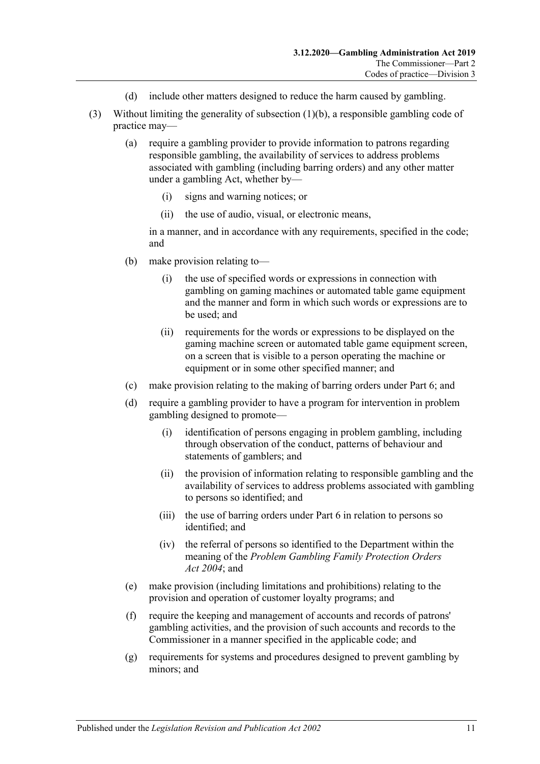(d) include other matters designed to reduce the harm caused by gambling.

(3) Without limiting the generality of subsection (1)(b), a responsible gambling code of practice may—

(a) require a gambling provider to provide information to patrons regarding responsible gambling, the availability of services to address problems associated with gambling (including barring orders) and any other matter under a gambling Act, whether by—

(i) signs and warning notices; or

(ii) the use of audio, visual, or electronic means,

in a manner, and in accordance with any requirements, specified in the code; and

(b) make provision relating to—

(i) the use of specified words or expressions in connection with gambling on gaming machines or automated table game equipment and the manner and form in which such words or expressions are to be used; and

(ii) requirements for the words or expressions to be displayed on the gaming machine screen or automated table game equipment screen, on a screen that is visible to a person operating the machine or equipment or in some other specified manner; and

(c) make provision relating to the making of barring orders under Part 6; and

(d) require a gambling provider to have a program for intervention in problem gambling designed to promote—

(i) identification of persons engaging in problem gambling, including through observation of the conduct, patterns of behaviour and statements of gamblers; and

(ii) the provision of information relating to responsible gambling and the availability of services to address problems associated with gambling to persons so identified; and

(iii) the use of barring orders under Part 6 in relation to persons so identified; and

(iv) the referral of persons so identified to the Department within the meaning of the *Problem Gambling Family Protection Orders Act 2004*; and

(e) make provision (including limitations and prohibitions) relating to the provision and operation of customer loyalty programs; and

(f) require the keeping and management of accounts and records of patrons' gambling activities, and the provision of such accounts and records to the Commissioner in a manner specified in the applicable code; and

(g) requirements for systems and procedures designed to prevent gambling by minors; and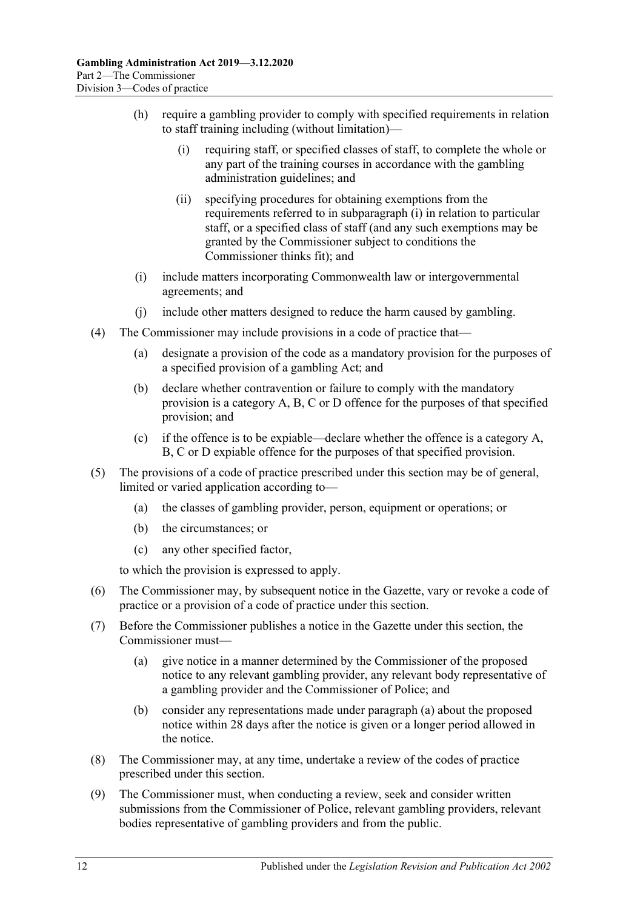(h) require a gambling provider to comply with specified requirements in relation to staff training including (without limitation)—

(i) requiring staff, or specified classes of staff, to complete the whole or any part of the training courses in accordance with the gambling administration guidelines; and

(ii) specifying procedures for obtaining exemptions from the requirements referred to in subparagraph (i) in relation to particular staff, or a specified class of staff (and any such exemptions may be granted by the Commissioner subject to conditions the Commissioner thinks fit); and

(i) include matters incorporating Commonwealth law or intergovernmental agreements; and

(j) include other matters designed to reduce the harm caused by gambling.

(4) The Commissioner may include provisions in a code of practice that—

(a) designate a provision of the code as a mandatory provision for the purposes of a specified provision of a gambling Act; and

(b) declare whether contravention or failure to comply with the mandatory provision is a category A, B, C or D offence for the purposes of that specified provision; and

(c) if the offence is to be expiable—declare whether the offence is a category A, B, C or D expiable offence for the purposes of that specified provision.

(5) The provisions of a code of practice prescribed under this section may be of general, limited or varied application according to—

(a) the classes of gambling provider, person, equipment or operations; or

(b) the circumstances; or

(c) any other specified factor,

to which the provision is expressed to apply.

(6) The Commissioner may, by subsequent notice in the Gazette, vary or revoke a code of practice or a provision of a code of practice under this section.

(7) Before the Commissioner publishes a notice in the Gazette under this section, the Commissioner must—

(a) give notice in a manner determined by the Commissioner of the proposed notice to any relevant gambling provider, any relevant body representative of a gambling provider and the Commissioner of Police; and

(b) consider any representations made under paragraph (a) about the proposed notice within 28 days after the notice is given or a longer period allowed in the notice.

(8) The Commissioner may, at any time, undertake a review of the codes of practice prescribed under this section.

(9) The Commissioner must, when conducting a review, seek and consider written submissions from the Commissioner of Police, relevant gambling providers, relevant bodies representative of gambling providers and from the public.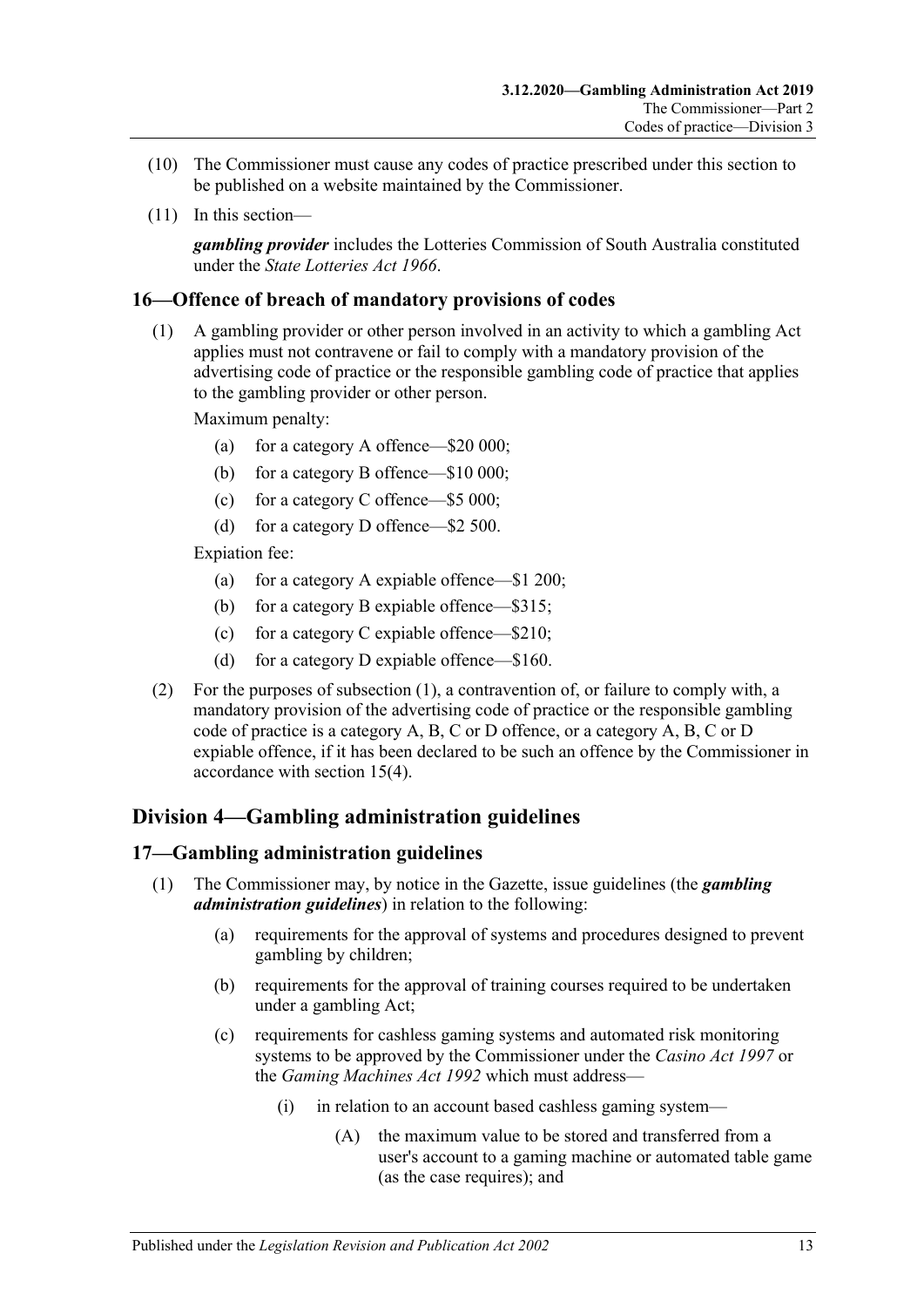(10) The Commissioner must cause any codes of practice prescribed under this section to be published on a website maintained by the Commissioner.

(11) In this section—

***gambling provider*** includes the Lotteries Commission of South Australia constituted under the *State Lotteries Act 1966*.

## 16—Offence of breach of mandatory provisions of codes

(1) A gambling provider or other person involved in an activity to which a gambling Act applies must not contravene or fail to comply with a mandatory provision of the advertising code of practice or the responsible gambling code of practice that applies to the gambling provider or other person.

Maximum penalty:

- (a) for a category A offence—$20 000;
- (b) for a category B offence—$10 000;
- (c) for a category C offence—$5 000;
- (d) for a category D offence—$2 500.

Expiation fee:

- (a) for a category A expiable offence—$1 200;
- (b) for a category B expiable offence—$315;
- (c) for a category C expiable offence—$210;
- (d) for a category D expiable offence—$160.

(2) For the purposes of subsection (1), a contravention of, or failure to comply with, a mandatory provision of the advertising code of practice or the responsible gambling code of practice is a category A, B, C or D offence, or a category A, B, C or D expiable offence, if it has been declared to be such an offence by the Commissioner in accordance with section 15(4).

# Division 4—Gambling administration guidelines

## 17—Gambling administration guidelines

(1) The Commissioner may, by notice in the Gazette, issue guidelines (the ***gambling administration guidelines***) in relation to the following:

- (a) requirements for the approval of systems and procedures designed to prevent gambling by children;
- (b) requirements for the approval of training courses required to be undertaken under a gambling Act;
- (c) requirements for cashless gaming systems and automated risk monitoring systems to be approved by the Commissioner under the *Casino Act 1997* or the *Gaming Machines Act 1992* which must address—
  - (i) in relation to an account based cashless gaming system—
    - (A) the maximum value to be stored and transferred from a user's account to a gaming machine or automated table game (as the case requires); and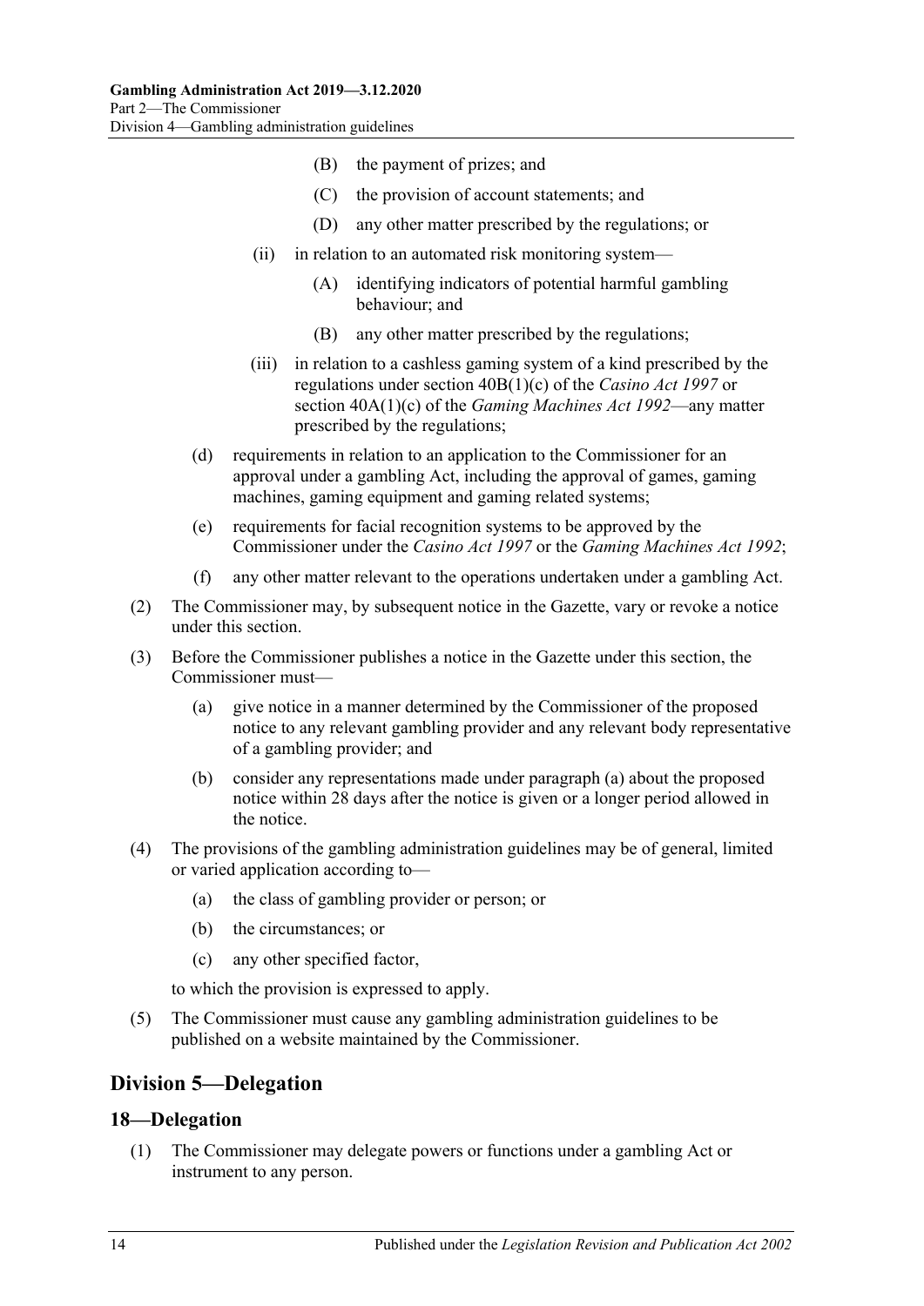(B) the payment of prizes; and

(C) the provision of account statements; and

(D) any other matter prescribed by the regulations; or

(ii) in relation to an automated risk monitoring system—

(A) identifying indicators of potential harmful gambling behaviour; and

(B) any other matter prescribed by the regulations;

(iii) in relation to a cashless gaming system of a kind prescribed by the regulations under section 40B(1)(c) of the *Casino Act 1997* or section 40A(1)(c) of the *Gaming Machines Act 1992*—any matter prescribed by the regulations;

(d) requirements in relation to an application to the Commissioner for an approval under a gambling Act, including the approval of games, gaming machines, gaming equipment and gaming related systems;

(e) requirements for facial recognition systems to be approved by the Commissioner under the *Casino Act 1997* or the *Gaming Machines Act 1992*;

(f) any other matter relevant to the operations undertaken under a gambling Act.

(2) The Commissioner may, by subsequent notice in the Gazette, vary or revoke a notice under this section.

(3) Before the Commissioner publishes a notice in the Gazette under this section, the Commissioner must—

(a) give notice in a manner determined by the Commissioner of the proposed notice to any relevant gambling provider and any relevant body representative of a gambling provider; and

(b) consider any representations made under paragraph (a) about the proposed notice within 28 days after the notice is given or a longer period allowed in the notice.

(4) The provisions of the gambling administration guidelines may be of general, limited or varied application according to—

(a) the class of gambling provider or person; or

(b) the circumstances; or

(c) any other specified factor,

to which the provision is expressed to apply.

(5) The Commissioner must cause any gambling administration guidelines to be published on a website maintained by the Commissioner.

## Division 5—Delegation

### 18—Delegation

(1) The Commissioner may delegate powers or functions under a gambling Act or instrument to any person.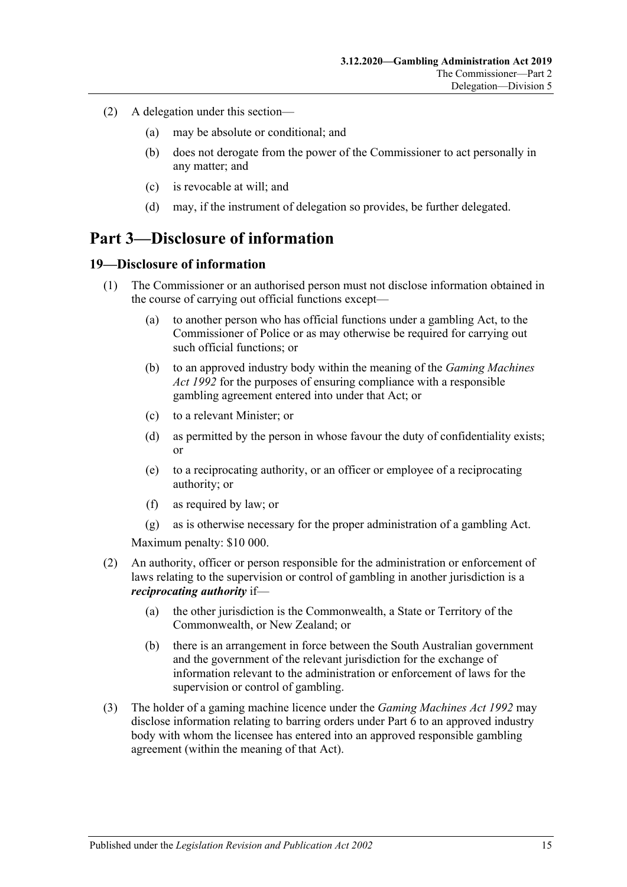(2) A delegation under this section—

(a) may be absolute or conditional; and

(b) does not derogate from the power of the Commissioner to act personally in any matter; and

(c) is revocable at will; and

(d) may, if the instrument of delegation so provides, be further delegated.

# Part 3—Disclosure of information

## 19—Disclosure of information

(1) The Commissioner or an authorised person must not disclose information obtained in the course of carrying out official functions except—

(a) to another person who has official functions under a gambling Act, to the Commissioner of Police or as may otherwise be required for carrying out such official functions; or

(b) to an approved industry body within the meaning of the *Gaming Machines Act 1992* for the purposes of ensuring compliance with a responsible gambling agreement entered into under that Act; or

(c) to a relevant Minister; or

(d) as permitted by the person in whose favour the duty of confidentiality exists; or

(e) to a reciprocating authority, or an officer or employee of a reciprocating authority; or

(f) as required by law; or

(g) as is otherwise necessary for the proper administration of a gambling Act.

Maximum penalty: $10 000.

(2) An authority, officer or person responsible for the administration or enforcement of laws relating to the supervision or control of gambling in another jurisdiction is a ***reciprocating authority*** if—

(a) the other jurisdiction is the Commonwealth, a State or Territory of the Commonwealth, or New Zealand; or

(b) there is an arrangement in force between the South Australian government and the government of the relevant jurisdiction for the exchange of information relevant to the administration or enforcement of laws for the supervision or control of gambling.

(3) The holder of a gaming machine licence under the *Gaming Machines Act 1992* may disclose information relating to barring orders under Part 6 to an approved industry body with whom the licensee has entered into an approved responsible gambling agreement (within the meaning of that Act).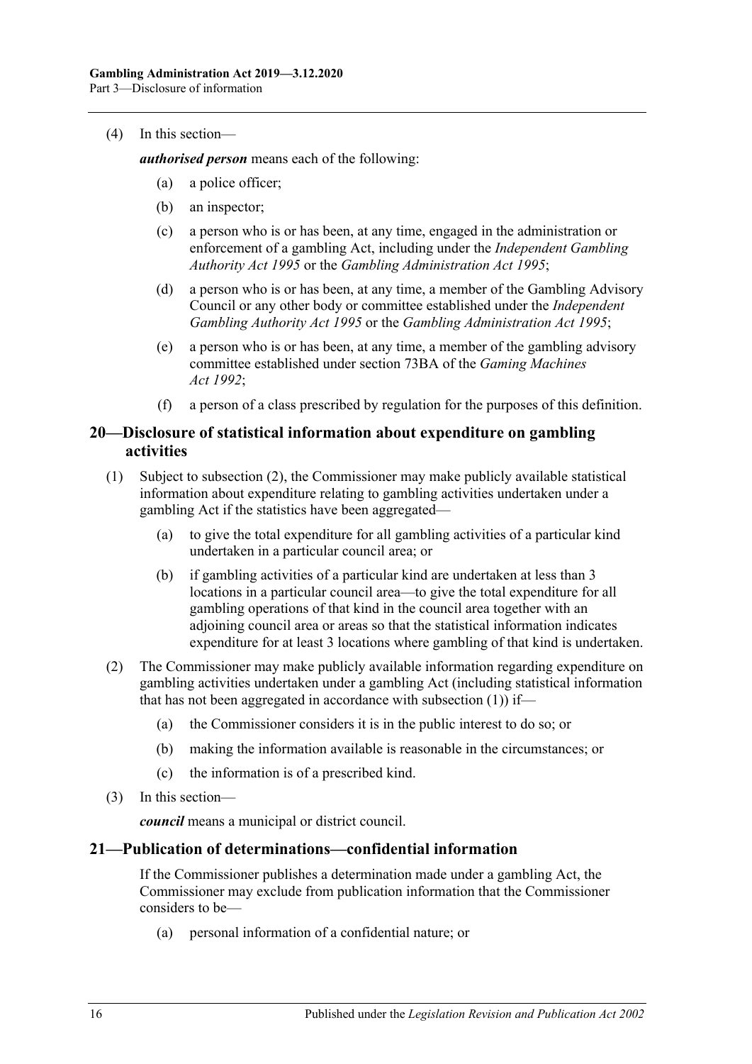(4) In this section—

***authorised person*** means each of the following:

- (a) a police officer;
- (b) an inspector;
- (c) a person who is or has been, at any time, engaged in the administration or enforcement of a gambling Act, including under the *Independent Gambling Authority Act 1995* or the *Gambling Administration Act 1995*;
- (d) a person who is or has been, at any time, a member of the Gambling Advisory Council or any other body or committee established under the *Independent Gambling Authority Act 1995* or the *Gambling Administration Act 1995*;
- (e) a person who is or has been, at any time, a member of the gambling advisory committee established under section 73BA of the *Gaming Machines Act 1992*;
- (f) a person of a class prescribed by regulation for the purposes of this definition.

## 20—Disclosure of statistical information about expenditure on gambling activities

(1) Subject to subsection (2), the Commissioner may make publicly available statistical information about expenditure relating to gambling activities undertaken under a gambling Act if the statistics have been aggregated—

- (a) to give the total expenditure for all gambling activities of a particular kind undertaken in a particular council area; or
- (b) if gambling activities of a particular kind are undertaken at less than 3 locations in a particular council area—to give the total expenditure for all gambling operations of that kind in the council area together with an adjoining council area or areas so that the statistical information indicates expenditure for at least 3 locations where gambling of that kind is undertaken.

(2) The Commissioner may make publicly available information regarding expenditure on gambling activities undertaken under a gambling Act (including statistical information that has not been aggregated in accordance with subsection (1)) if—

- (a) the Commissioner considers it is in the public interest to do so; or
- (b) making the information available is reasonable in the circumstances; or
- (c) the information is of a prescribed kind.

(3) In this section—

***council*** means a municipal or district council.

## 21—Publication of determinations—confidential information

If the Commissioner publishes a determination made under a gambling Act, the Commissioner may exclude from publication information that the Commissioner considers to be—

- (a) personal information of a confidential nature; or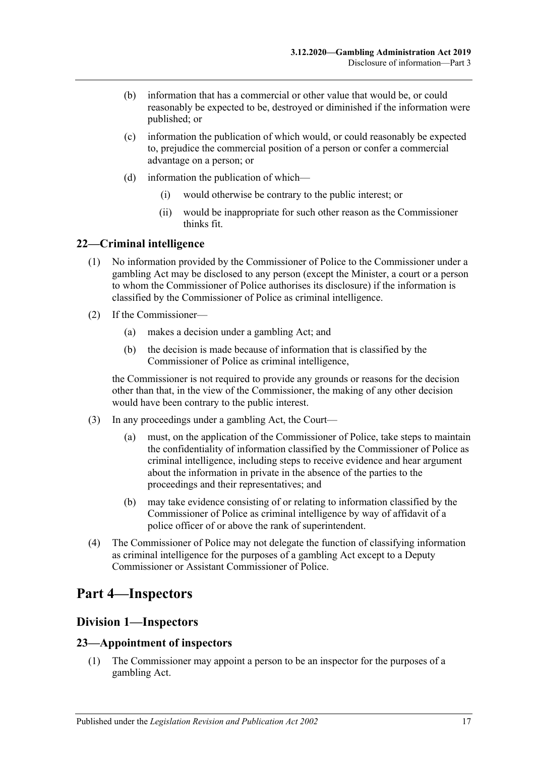(b) information that has a commercial or other value that would be, or could reasonably be expected to be, destroyed or diminished if the information were published; or

(c) information the publication of which would, or could reasonably be expected to, prejudice the commercial position of a person or confer a commercial advantage on a person; or

(d) information the publication of which—

(i) would otherwise be contrary to the public interest; or

(ii) would be inappropriate for such other reason as the Commissioner thinks fit.

### 22—Criminal intelligence

(1) No information provided by the Commissioner of Police to the Commissioner under a gambling Act may be disclosed to any person (except the Minister, a court or a person to whom the Commissioner of Police authorises its disclosure) if the information is classified by the Commissioner of Police as criminal intelligence.

(2) If the Commissioner—

(a) makes a decision under a gambling Act; and

(b) the decision is made because of information that is classified by the Commissioner of Police as criminal intelligence,

the Commissioner is not required to provide any grounds or reasons for the decision other than that, in the view of the Commissioner, the making of any other decision would have been contrary to the public interest.

(3) In any proceedings under a gambling Act, the Court—

(a) must, on the application of the Commissioner of Police, take steps to maintain the confidentiality of information classified by the Commissioner of Police as criminal intelligence, including steps to receive evidence and hear argument about the information in private in the absence of the parties to the proceedings and their representatives; and

(b) may take evidence consisting of or relating to information classified by the Commissioner of Police as criminal intelligence by way of affidavit of a police officer of or above the rank of superintendent.

(4) The Commissioner of Police may not delegate the function of classifying information as criminal intelligence for the purposes of a gambling Act except to a Deputy Commissioner or Assistant Commissioner of Police.

# Part 4—Inspectors

## Division 1—Inspectors

### 23—Appointment of inspectors

(1) The Commissioner may appoint a person to be an inspector for the purposes of a gambling Act.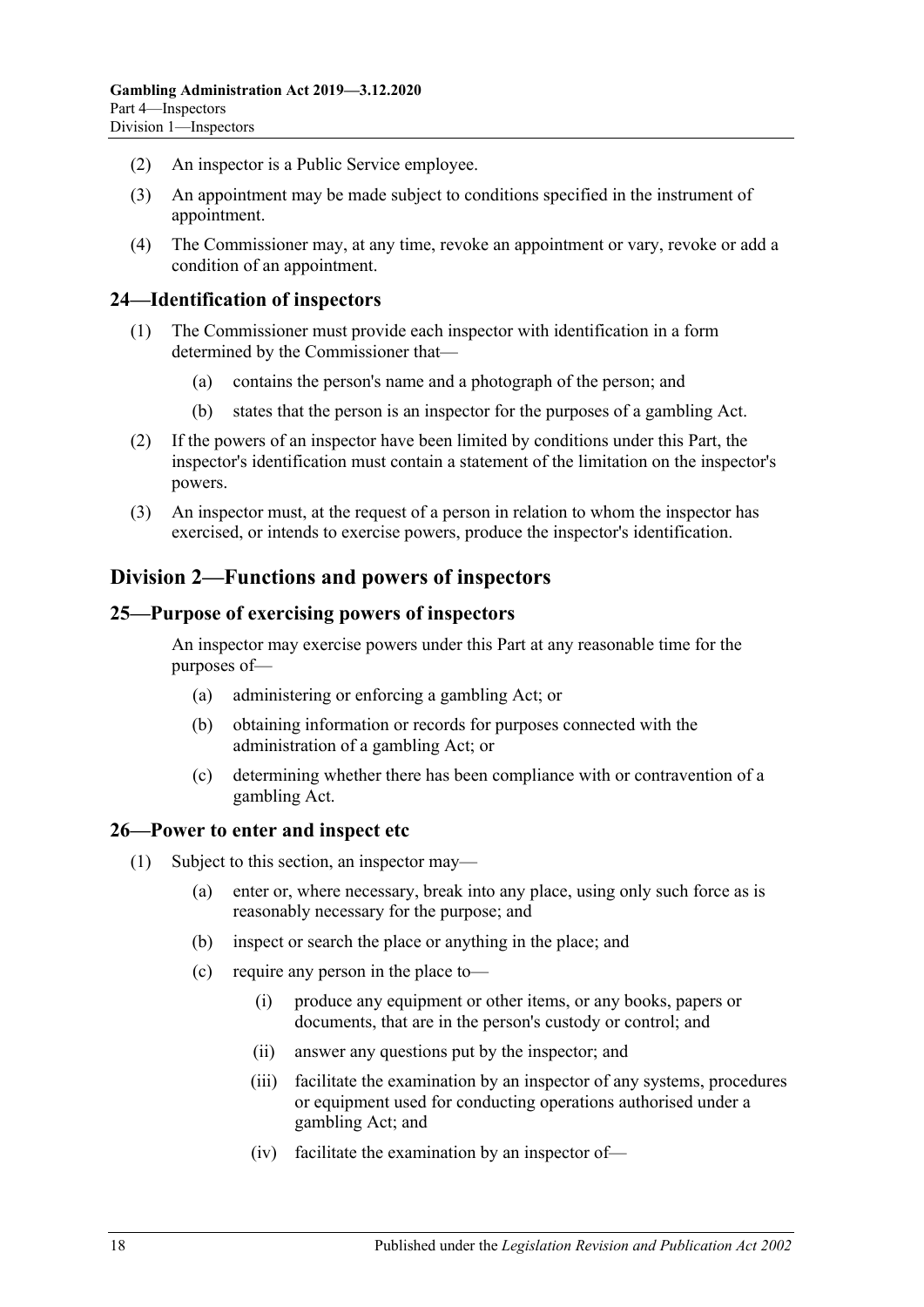(2) An inspector is a Public Service employee.

(3) An appointment may be made subject to conditions specified in the instrument of appointment.

(4) The Commissioner may, at any time, revoke an appointment or vary, revoke or add a condition of an appointment.

## 24—Identification of inspectors

(1) The Commissioner must provide each inspector with identification in a form determined by the Commissioner that—

(a) contains the person's name and a photograph of the person; and

(b) states that the person is an inspector for the purposes of a gambling Act.

(2) If the powers of an inspector have been limited by conditions under this Part, the inspector's identification must contain a statement of the limitation on the inspector's powers.

(3) An inspector must, at the request of a person in relation to whom the inspector has exercised, or intends to exercise powers, produce the inspector's identification.

# Division 2—Functions and powers of inspectors

## 25—Purpose of exercising powers of inspectors

An inspector may exercise powers under this Part at any reasonable time for the purposes of—

(a) administering or enforcing a gambling Act; or

(b) obtaining information or records for purposes connected with the administration of a gambling Act; or

(c) determining whether there has been compliance with or contravention of a gambling Act.

## 26—Power to enter and inspect etc

(1) Subject to this section, an inspector may—

(a) enter or, where necessary, break into any place, using only such force as is reasonably necessary for the purpose; and

(b) inspect or search the place or anything in the place; and

(c) require any person in the place to—

(i) produce any equipment or other items, or any books, papers or documents, that are in the person's custody or control; and

(ii) answer any questions put by the inspector; and

(iii) facilitate the examination by an inspector of any systems, procedures or equipment used for conducting operations authorised under a gambling Act; and

(iv) facilitate the examination by an inspector of—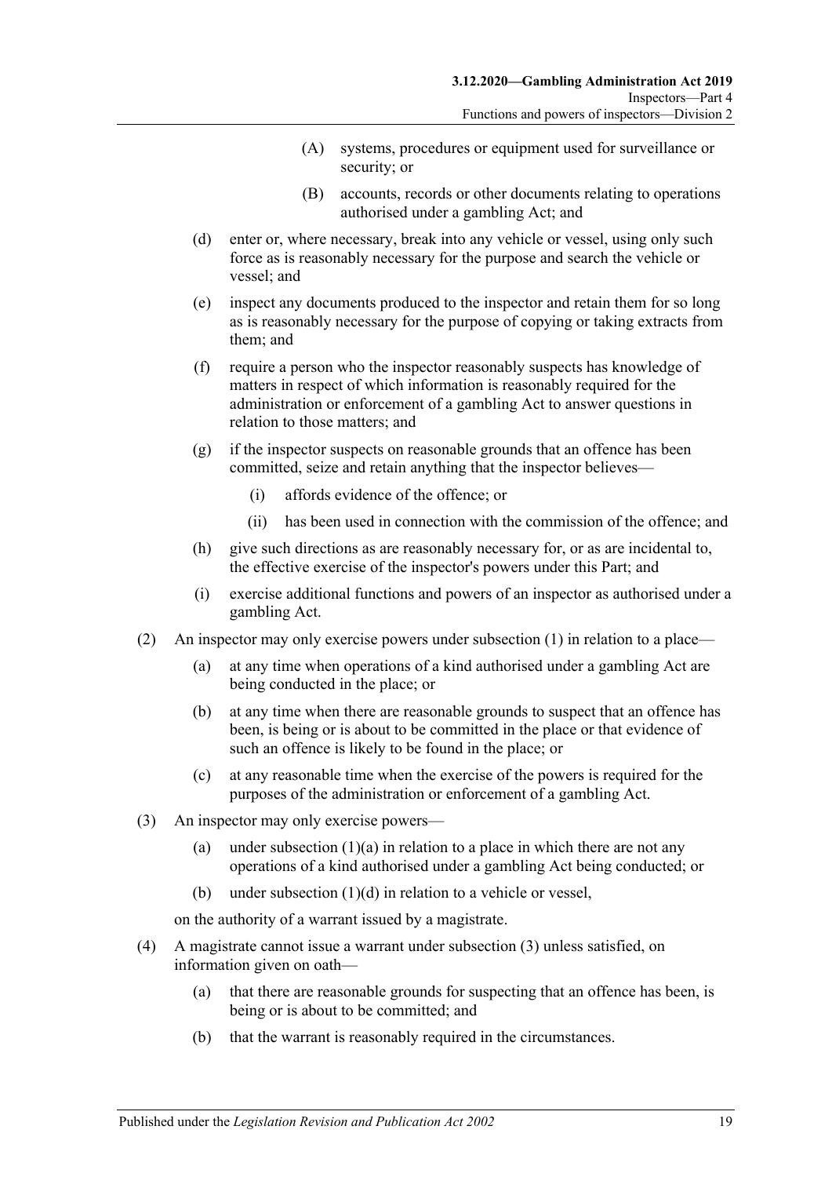(A) systems, procedures or equipment used for surveillance or security; or

(B) accounts, records or other documents relating to operations authorised under a gambling Act; and

(d) enter or, where necessary, break into any vehicle or vessel, using only such force as is reasonably necessary for the purpose and search the vehicle or vessel; and

(e) inspect any documents produced to the inspector and retain them for so long as is reasonably necessary for the purpose of copying or taking extracts from them; and

(f) require a person who the inspector reasonably suspects has knowledge of matters in respect of which information is reasonably required for the administration or enforcement of a gambling Act to answer questions in relation to those matters; and

(g) if the inspector suspects on reasonable grounds that an offence has been committed, seize and retain anything that the inspector believes—

(i) affords evidence of the offence; or

(ii) has been used in connection with the commission of the offence; and

(h) give such directions as are reasonably necessary for, or as are incidental to, the effective exercise of the inspector's powers under this Part; and

(i) exercise additional functions and powers of an inspector as authorised under a gambling Act.

(2) An inspector may only exercise powers under subsection (1) in relation to a place—

(a) at any time when operations of a kind authorised under a gambling Act are being conducted in the place; or

(b) at any time when there are reasonable grounds to suspect that an offence has been, is being or is about to be committed in the place or that evidence of such an offence is likely to be found in the place; or

(c) at any reasonable time when the exercise of the powers is required for the purposes of the administration or enforcement of a gambling Act.

(3) An inspector may only exercise powers—

(a) under subsection (1)(a) in relation to a place in which there are not any operations of a kind authorised under a gambling Act being conducted; or

(b) under subsection (1)(d) in relation to a vehicle or vessel,

on the authority of a warrant issued by a magistrate.

(4) A magistrate cannot issue a warrant under subsection (3) unless satisfied, on information given on oath—

(a) that there are reasonable grounds for suspecting that an offence has been, is being or is about to be committed; and

(b) that the warrant is reasonably required in the circumstances.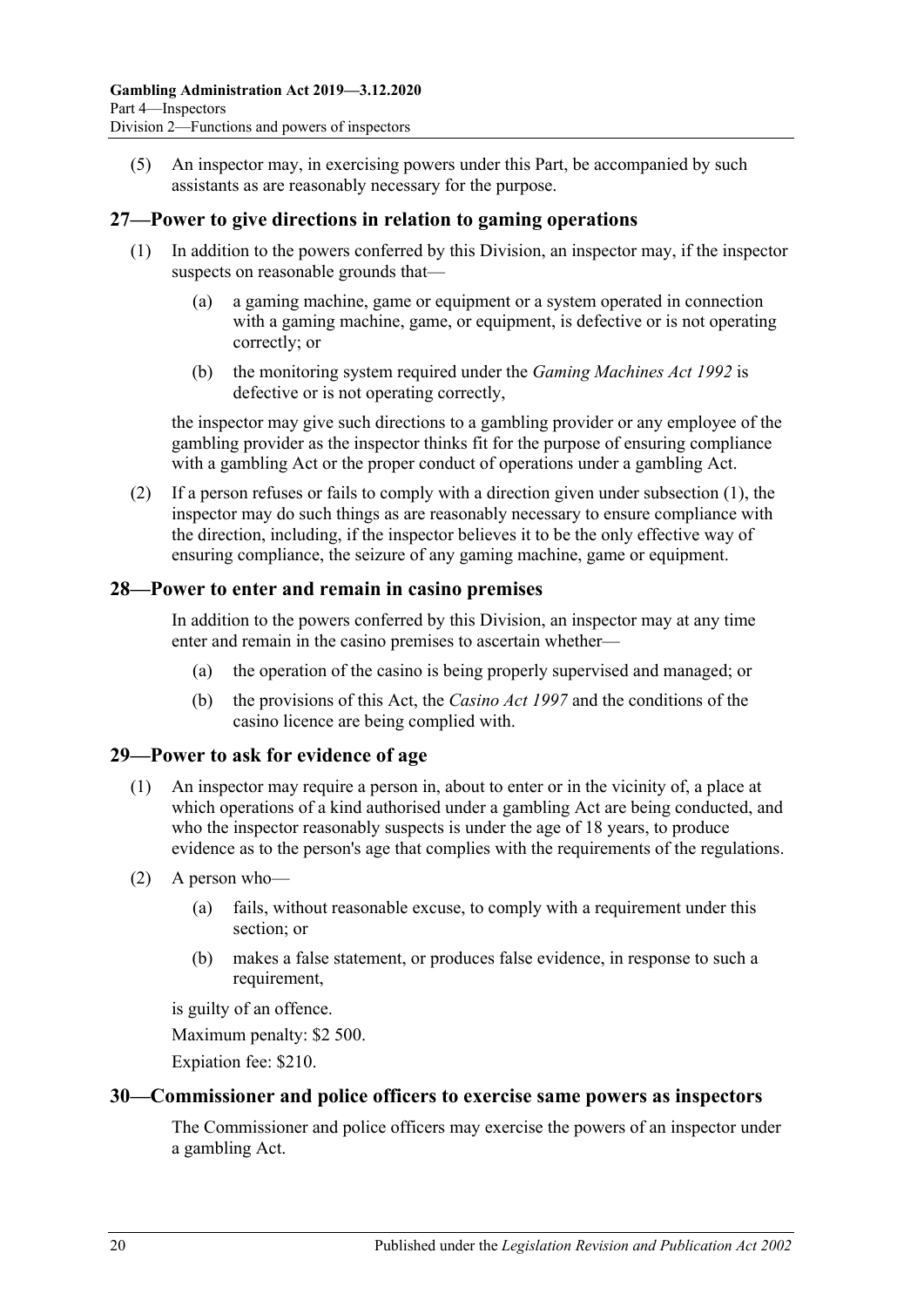(5) An inspector may, in exercising powers under this Part, be accompanied by such assistants as are reasonably necessary for the purpose.

## 27—Power to give directions in relation to gaming operations

(1) In addition to the powers conferred by this Division, an inspector may, if the inspector suspects on reasonable grounds that—

(a) a gaming machine, game or equipment or a system operated in connection with a gaming machine, game, or equipment, is defective or is not operating correctly; or

(b) the monitoring system required under the *Gaming Machines Act 1992* is defective or is not operating correctly,

the inspector may give such directions to a gambling provider or any employee of the gambling provider as the inspector thinks fit for the purpose of ensuring compliance with a gambling Act or the proper conduct of operations under a gambling Act.

(2) If a person refuses or fails to comply with a direction given under subsection (1), the inspector may do such things as are reasonably necessary to ensure compliance with the direction, including, if the inspector believes it to be the only effective way of ensuring compliance, the seizure of any gaming machine, game or equipment.

## 28—Power to enter and remain in casino premises

In addition to the powers conferred by this Division, an inspector may at any time enter and remain in the casino premises to ascertain whether—

(a) the operation of the casino is being properly supervised and managed; or

(b) the provisions of this Act, the *Casino Act 1997* and the conditions of the casino licence are being complied with.

## 29—Power to ask for evidence of age

(1) An inspector may require a person in, about to enter or in the vicinity of, a place at which operations of a kind authorised under a gambling Act are being conducted, and who the inspector reasonably suspects is under the age of 18 years, to produce evidence as to the person's age that complies with the requirements of the regulations.

(2) A person who—

(a) fails, without reasonable excuse, to comply with a requirement under this section; or

(b) makes a false statement, or produces false evidence, in response to such a requirement,

is guilty of an offence.

Maximum penalty: $2 500.

Expiation fee: $210.

## 30—Commissioner and police officers to exercise same powers as inspectors

The Commissioner and police officers may exercise the powers of an inspector under a gambling Act.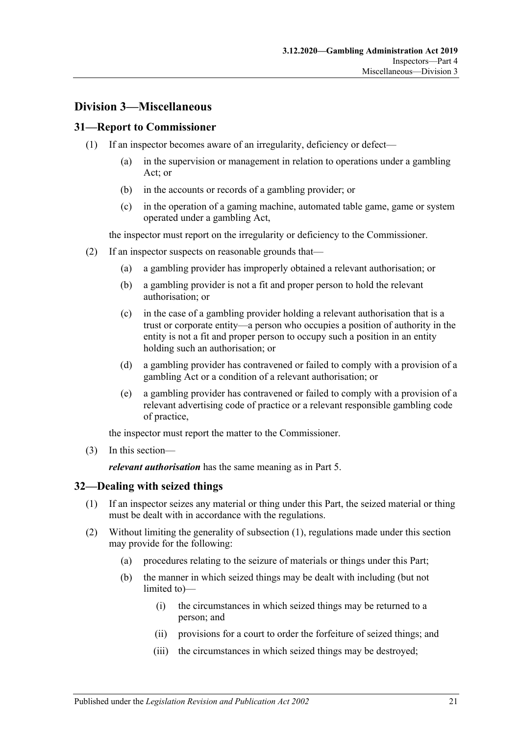## Division 3—Miscellaneous

### 31—Report to Commissioner

(1) If an inspector becomes aware of an irregularity, deficiency or defect—

(a) in the supervision or management in relation to operations under a gambling Act; or

(b) in the accounts or records of a gambling provider; or

(c) in the operation of a gaming machine, automated table game, game or system operated under a gambling Act,

the inspector must report on the irregularity or deficiency to the Commissioner.

(2) If an inspector suspects on reasonable grounds that—

(a) a gambling provider has improperly obtained a relevant authorisation; or

(b) a gambling provider is not a fit and proper person to hold the relevant authorisation; or

(c) in the case of a gambling provider holding a relevant authorisation that is a trust or corporate entity—a person who occupies a position of authority in the entity is not a fit and proper person to occupy such a position in an entity holding such an authorisation; or

(d) a gambling provider has contravened or failed to comply with a provision of a gambling Act or a condition of a relevant authorisation; or

(e) a gambling provider has contravened or failed to comply with a provision of a relevant advertising code of practice or a relevant responsible gambling code of practice,

the inspector must report the matter to the Commissioner.

(3) In this section—

***relevant authorisation*** has the same meaning as in Part 5.

### 32—Dealing with seized things

(1) If an inspector seizes any material or thing under this Part, the seized material or thing must be dealt with in accordance with the regulations.

(2) Without limiting the generality of subsection (1), regulations made under this section may provide for the following:

(a) procedures relating to the seizure of materials or things under this Part;

(b) the manner in which seized things may be dealt with including (but not limited to)—

(i) the circumstances in which seized things may be returned to a person; and

(ii) provisions for a court to order the forfeiture of seized things; and

(iii) the circumstances in which seized things may be destroyed;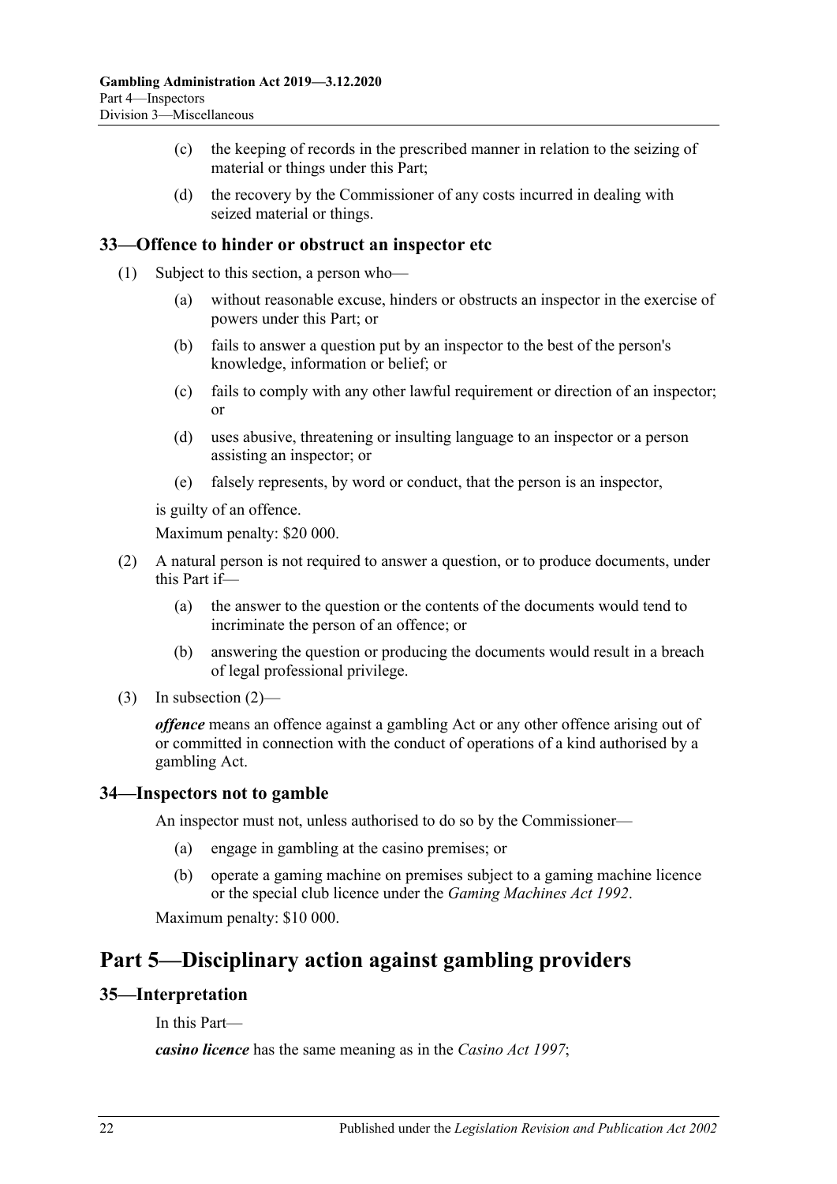(c) the keeping of records in the prescribed manner in relation to the seizing of material or things under this Part;

(d) the recovery by the Commissioner of any costs incurred in dealing with seized material or things.

### 33—Offence to hinder or obstruct an inspector etc

(1) Subject to this section, a person who—

(a) without reasonable excuse, hinders or obstructs an inspector in the exercise of powers under this Part; or

(b) fails to answer a question put by an inspector to the best of the person's knowledge, information or belief; or

(c) fails to comply with any other lawful requirement or direction of an inspector; or

(d) uses abusive, threatening or insulting language to an inspector or a person assisting an inspector; or

(e) falsely represents, by word or conduct, that the person is an inspector,

is guilty of an offence.

Maximum penalty: $20 000.

(2) A natural person is not required to answer a question, or to produce documents, under this Part if—

(a) the answer to the question or the contents of the documents would tend to incriminate the person of an offence; or

(b) answering the question or producing the documents would result in a breach of legal professional privilege.

(3) In subsection (2)—

***offence*** means an offence against a gambling Act or any other offence arising out of or committed in connection with the conduct of operations of a kind authorised by a gambling Act.

### 34—Inspectors not to gamble

An inspector must not, unless authorised to do so by the Commissioner—

(a) engage in gambling at the casino premises; or

(b) operate a gaming machine on premises subject to a gaming machine licence or the special club licence under the *Gaming Machines Act 1992*.

Maximum penalty: $10 000.

## Part 5—Disciplinary action against gambling providers

### 35—Interpretation

In this Part—

***casino licence*** has the same meaning as in the *Casino Act 1997*;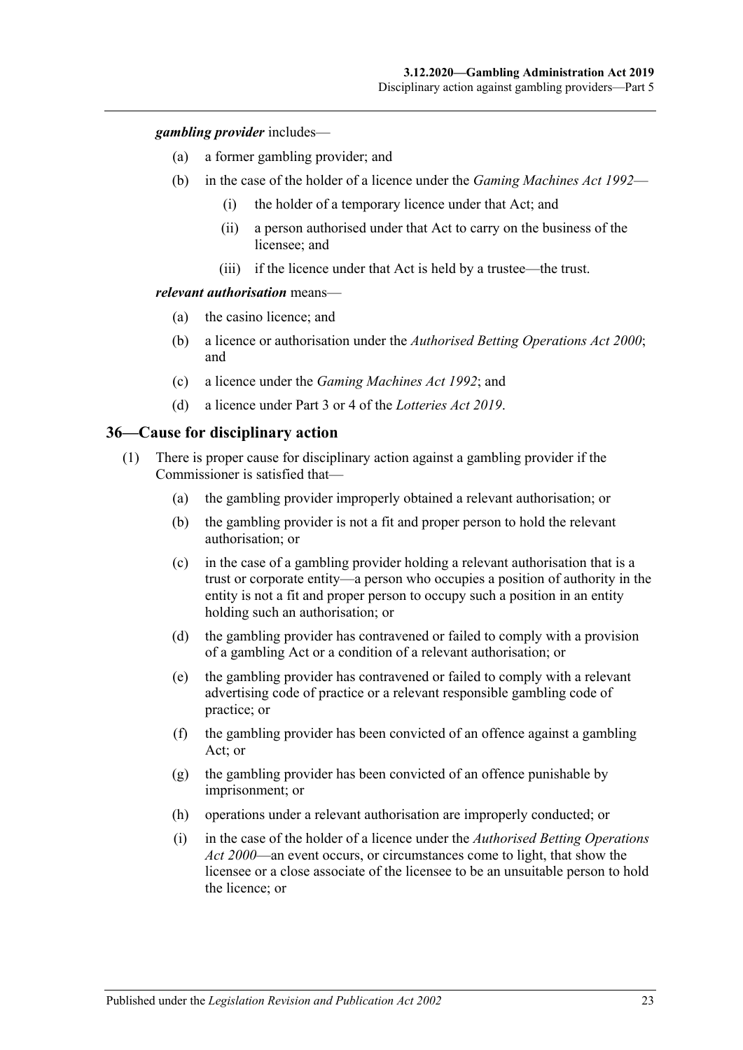***gambling provider*** includes—

- (a) a former gambling provider; and
- (b) in the case of the holder of a licence under the *Gaming Machines Act 1992*—
  - (i) the holder of a temporary licence under that Act; and
  - (ii) a person authorised under that Act to carry on the business of the licensee; and
  - (iii) if the licence under that Act is held by a trustee—the trust.

***relevant authorisation*** means—

- (a) the casino licence; and
- (b) a licence or authorisation under the *Authorised Betting Operations Act 2000*; and
- (c) a licence under the *Gaming Machines Act 1992*; and
- (d) a licence under Part 3 or 4 of the *Lotteries Act 2019*.

## 36—Cause for disciplinary action

(1) There is proper cause for disciplinary action against a gambling provider if the Commissioner is satisfied that—

- (a) the gambling provider improperly obtained a relevant authorisation; or
- (b) the gambling provider is not a fit and proper person to hold the relevant authorisation; or
- (c) in the case of a gambling provider holding a relevant authorisation that is a trust or corporate entity—a person who occupies a position of authority in the entity is not a fit and proper person to occupy such a position in an entity holding such an authorisation; or
- (d) the gambling provider has contravened or failed to comply with a provision of a gambling Act or a condition of a relevant authorisation; or
- (e) the gambling provider has contravened or failed to comply with a relevant advertising code of practice or a relevant responsible gambling code of practice; or
- (f) the gambling provider has been convicted of an offence against a gambling Act; or
- (g) the gambling provider has been convicted of an offence punishable by imprisonment; or
- (h) operations under a relevant authorisation are improperly conducted; or
- (i) in the case of the holder of a licence under the *Authorised Betting Operations Act 2000*—an event occurs, or circumstances come to light, that show the licensee or a close associate of the licensee to be an unsuitable person to hold the licence; or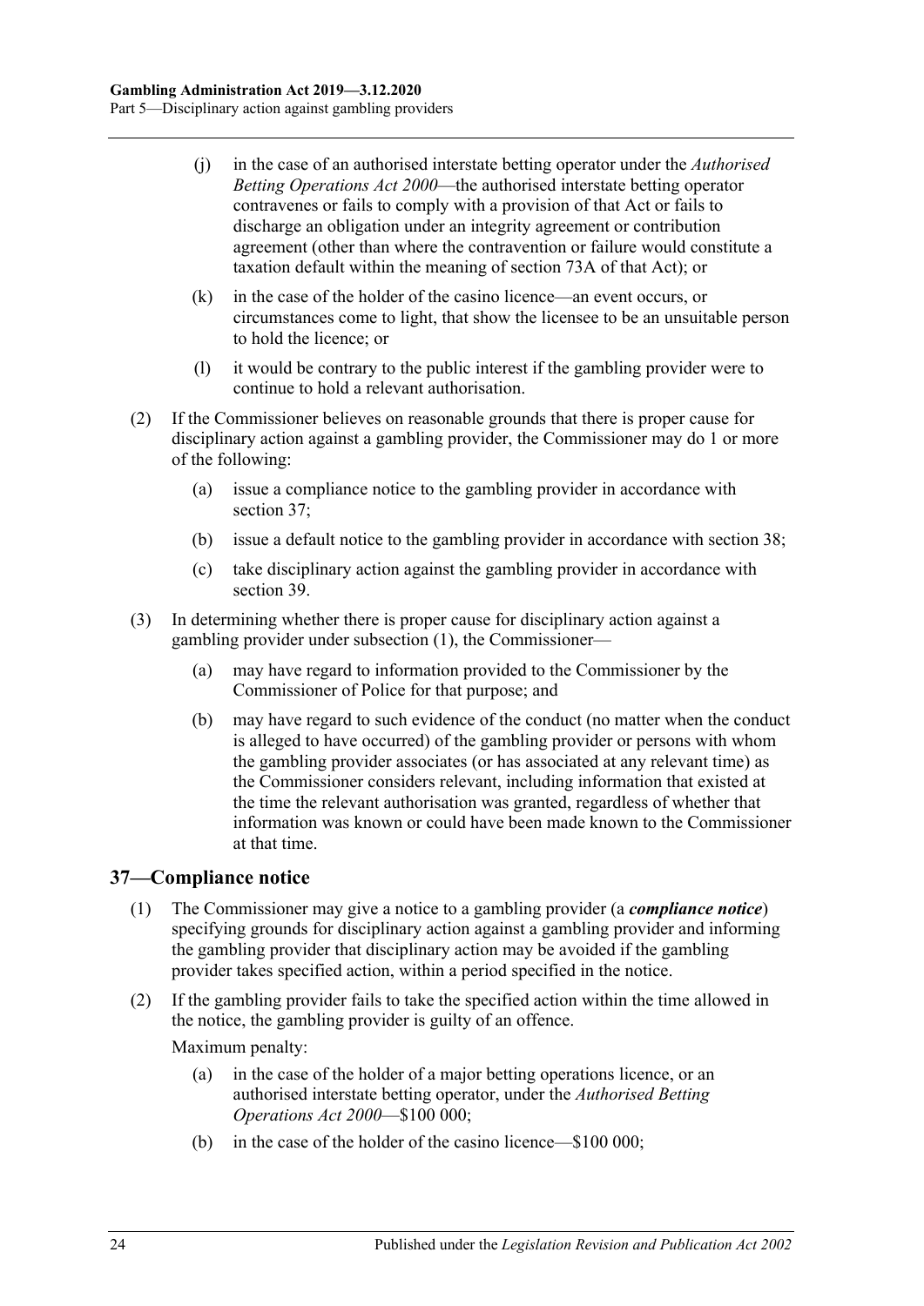(j) in the case of an authorised interstate betting operator under the *Authorised Betting Operations Act 2000*—the authorised interstate betting operator contravenes or fails to comply with a provision of that Act or fails to discharge an obligation under an integrity agreement or contribution agreement (other than where the contravention or failure would constitute a taxation default within the meaning of section 73A of that Act); or

(k) in the case of the holder of the casino licence—an event occurs, or circumstances come to light, that show the licensee to be an unsuitable person to hold the licence; or

(l) it would be contrary to the public interest if the gambling provider were to continue to hold a relevant authorisation.

(2) If the Commissioner believes on reasonable grounds that there is proper cause for disciplinary action against a gambling provider, the Commissioner may do 1 or more of the following:

(a) issue a compliance notice to the gambling provider in accordance with section 37;

(b) issue a default notice to the gambling provider in accordance with section 38;

(c) take disciplinary action against the gambling provider in accordance with section 39.

(3) In determining whether there is proper cause for disciplinary action against a gambling provider under subsection (1), the Commissioner—

(a) may have regard to information provided to the Commissioner by the Commissioner of Police for that purpose; and

(b) may have regard to such evidence of the conduct (no matter when the conduct is alleged to have occurred) of the gambling provider or persons with whom the gambling provider associates (or has associated at any relevant time) as the Commissioner considers relevant, including information that existed at the time the relevant authorisation was granted, regardless of whether that information was known or could have been made known to the Commissioner at that time.

## 37—Compliance notice

(1) The Commissioner may give a notice to a gambling provider (a ***compliance notice***) specifying grounds for disciplinary action against a gambling provider and informing the gambling provider that disciplinary action may be avoided if the gambling provider takes specified action, within a period specified in the notice.

(2) If the gambling provider fails to take the specified action within the time allowed in the notice, the gambling provider is guilty of an offence.

Maximum penalty:

(a) in the case of the holder of a major betting operations licence, or an authorised interstate betting operator, under the *Authorised Betting Operations Act 2000*—$100 000;

(b) in the case of the holder of the casino licence—$100 000;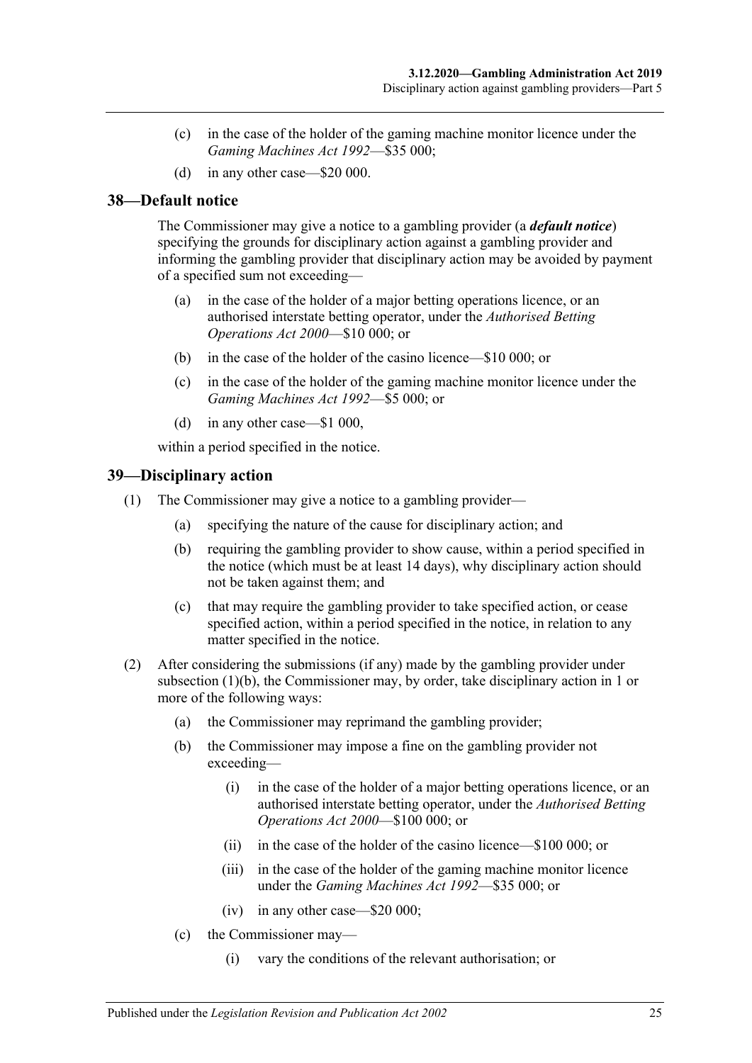(c) in the case of the holder of the gaming machine monitor licence under the *Gaming Machines Act 1992*—$35 000;

(d) in any other case—$20 000.

## 38—Default notice

The Commissioner may give a notice to a gambling provider (a ***default notice***) specifying the grounds for disciplinary action against a gambling provider and informing the gambling provider that disciplinary action may be avoided by payment of a specified sum not exceeding—

(a) in the case of the holder of a major betting operations licence, or an authorised interstate betting operator, under the *Authorised Betting Operations Act 2000*—$10 000; or

(b) in the case of the holder of the casino licence—$10 000; or

(c) in the case of the holder of the gaming machine monitor licence under the *Gaming Machines Act 1992*—$5 000; or

(d) in any other case—$1 000,

within a period specified in the notice.

## 39—Disciplinary action

(1) The Commissioner may give a notice to a gambling provider—

(a) specifying the nature of the cause for disciplinary action; and

(b) requiring the gambling provider to show cause, within a period specified in the notice (which must be at least 14 days), why disciplinary action should not be taken against them; and

(c) that may require the gambling provider to take specified action, or cease specified action, within a period specified in the notice, in relation to any matter specified in the notice.

(2) After considering the submissions (if any) made by the gambling provider under subsection (1)(b), the Commissioner may, by order, take disciplinary action in 1 or more of the following ways:

(a) the Commissioner may reprimand the gambling provider;

(b) the Commissioner may impose a fine on the gambling provider not exceeding—

(i) in the case of the holder of a major betting operations licence, or an authorised interstate betting operator, under the *Authorised Betting Operations Act 2000*—$100 000; or

(ii) in the case of the holder of the casino licence—$100 000; or

(iii) in the case of the holder of the gaming machine monitor licence under the *Gaming Machines Act 1992*—$35 000; or

(iv) in any other case—$20 000;

(c) the Commissioner may—

(i) vary the conditions of the relevant authorisation; or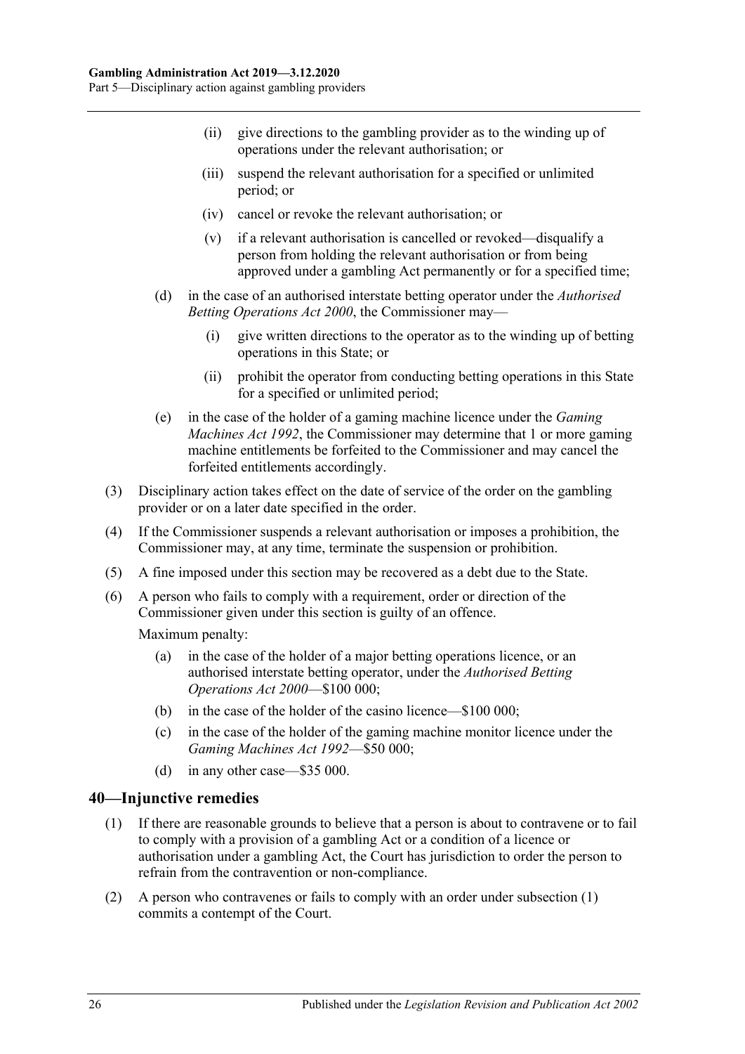- (ii) give directions to the gambling provider as to the winding up of operations under the relevant authorisation; or
- (iii) suspend the relevant authorisation for a specified or unlimited period; or
- (iv) cancel or revoke the relevant authorisation; or
- (v) if a relevant authorisation is cancelled or revoked—disqualify a person from holding the relevant authorisation or from being approved under a gambling Act permanently or for a specified time;

- (d) in the case of an authorised interstate betting operator under the *Authorised Betting Operations Act 2000*, the Commissioner may—
  - (i) give written directions to the operator as to the winding up of betting operations in this State; or
  - (ii) prohibit the operator from conducting betting operations in this State for a specified or unlimited period;
- (e) in the case of the holder of a gaming machine licence under the *Gaming Machines Act 1992*, the Commissioner may determine that 1 or more gaming machine entitlements be forfeited to the Commissioner and may cancel the forfeited entitlements accordingly.

(3) Disciplinary action takes effect on the date of service of the order on the gambling provider or on a later date specified in the order.

(4) If the Commissioner suspends a relevant authorisation or imposes a prohibition, the Commissioner may, at any time, terminate the suspension or prohibition.

(5) A fine imposed under this section may be recovered as a debt due to the State.

(6) A person who fails to comply with a requirement, order or direction of the Commissioner given under this section is guilty of an offence.

Maximum penalty:

- (a) in the case of the holder of a major betting operations licence, or an authorised interstate betting operator, under the *Authorised Betting Operations Act 2000*—$100 000;
- (b) in the case of the holder of the casino licence—$100 000;
- (c) in the case of the holder of the gaming machine monitor licence under the *Gaming Machines Act 1992*—$50 000;
- (d) in any other case—$35 000.

## 40—Injunctive remedies

(1) If there are reasonable grounds to believe that a person is about to contravene or to fail to comply with a provision of a gambling Act or a condition of a licence or authorisation under a gambling Act, the Court has jurisdiction to order the person to refrain from the contravention or non-compliance.

(2) A person who contravenes or fails to comply with an order under subsection (1) commits a contempt of the Court.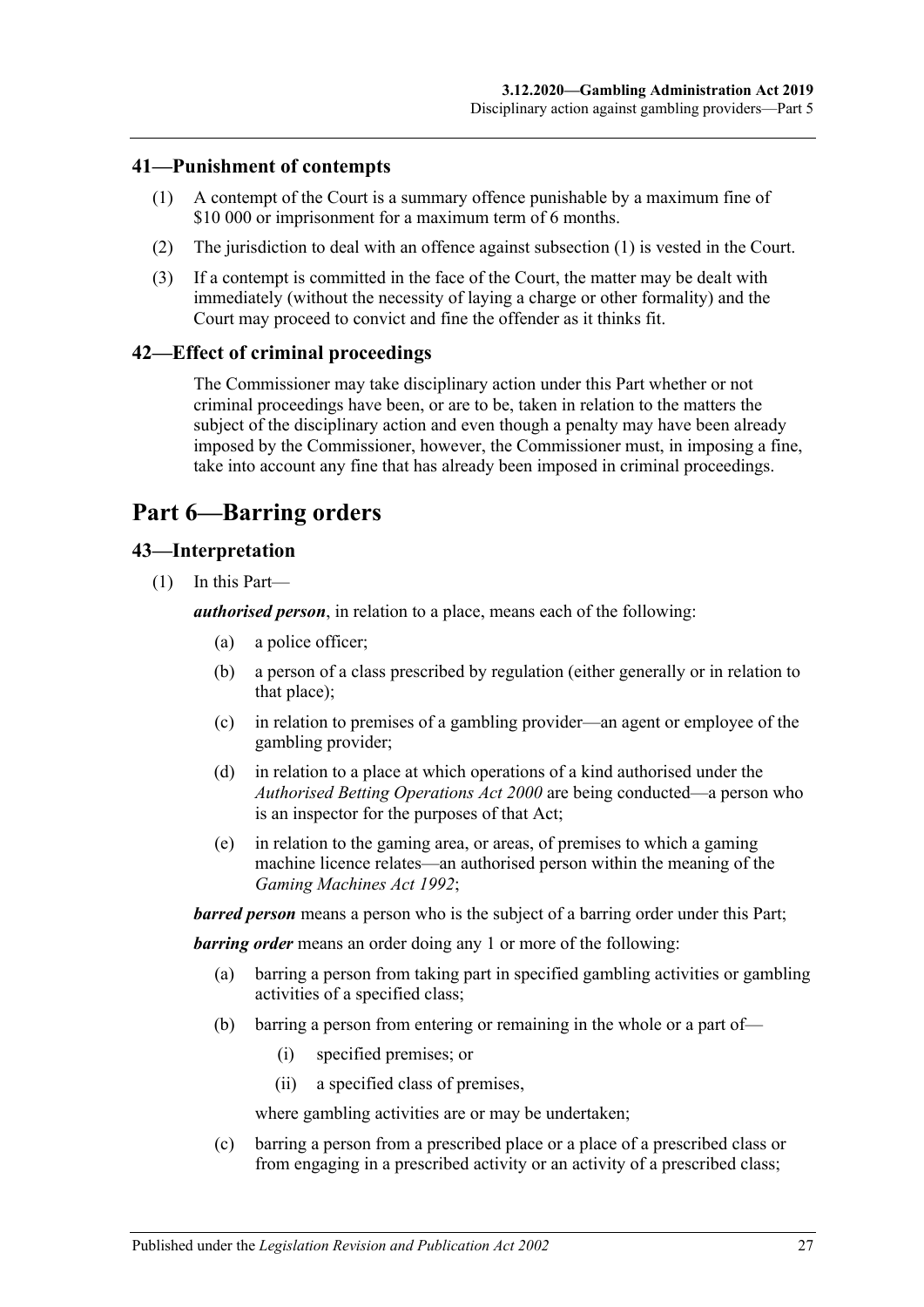## 41—Punishment of contempts

(1) A contempt of the Court is a summary offence punishable by a maximum fine of $10 000 or imprisonment for a maximum term of 6 months.

(2) The jurisdiction to deal with an offence against subsection (1) is vested in the Court.

(3) If a contempt is committed in the face of the Court, the matter may be dealt with immediately (without the necessity of laying a charge or other formality) and the Court may proceed to convict and fine the offender as it thinks fit.

## 42—Effect of criminal proceedings

The Commissioner may take disciplinary action under this Part whether or not criminal proceedings have been, or are to be, taken in relation to the matters the subject of the disciplinary action and even though a penalty may have been already imposed by the Commissioner, however, the Commissioner must, in imposing a fine, take into account any fine that has already been imposed in criminal proceedings.

# Part 6—Barring orders

## 43—Interpretation

(1) In this Part—

***authorised person***, in relation to a place, means each of the following:

- (a) a police officer;
- (b) a person of a class prescribed by regulation (either generally or in relation to that place);
- (c) in relation to premises of a gambling provider—an agent or employee of the gambling provider;
- (d) in relation to a place at which operations of a kind authorised under the *Authorised Betting Operations Act 2000* are being conducted—a person who is an inspector for the purposes of that Act;
- (e) in relation to the gaming area, or areas, of premises to which a gaming machine licence relates—an authorised person within the meaning of the *Gaming Machines Act 1992*;

***barred person*** means a person who is the subject of a barring order under this Part;

***barring order*** means an order doing any 1 or more of the following:

- (a) barring a person from taking part in specified gambling activities or gambling activities of a specified class;
- (b) barring a person from entering or remaining in the whole or a part of—
  - (i) specified premises; or
  - (ii) a specified class of premises,

  where gambling activities are or may be undertaken;
- (c) barring a person from a prescribed place or a place of a prescribed class or from engaging in a prescribed activity or an activity of a prescribed class;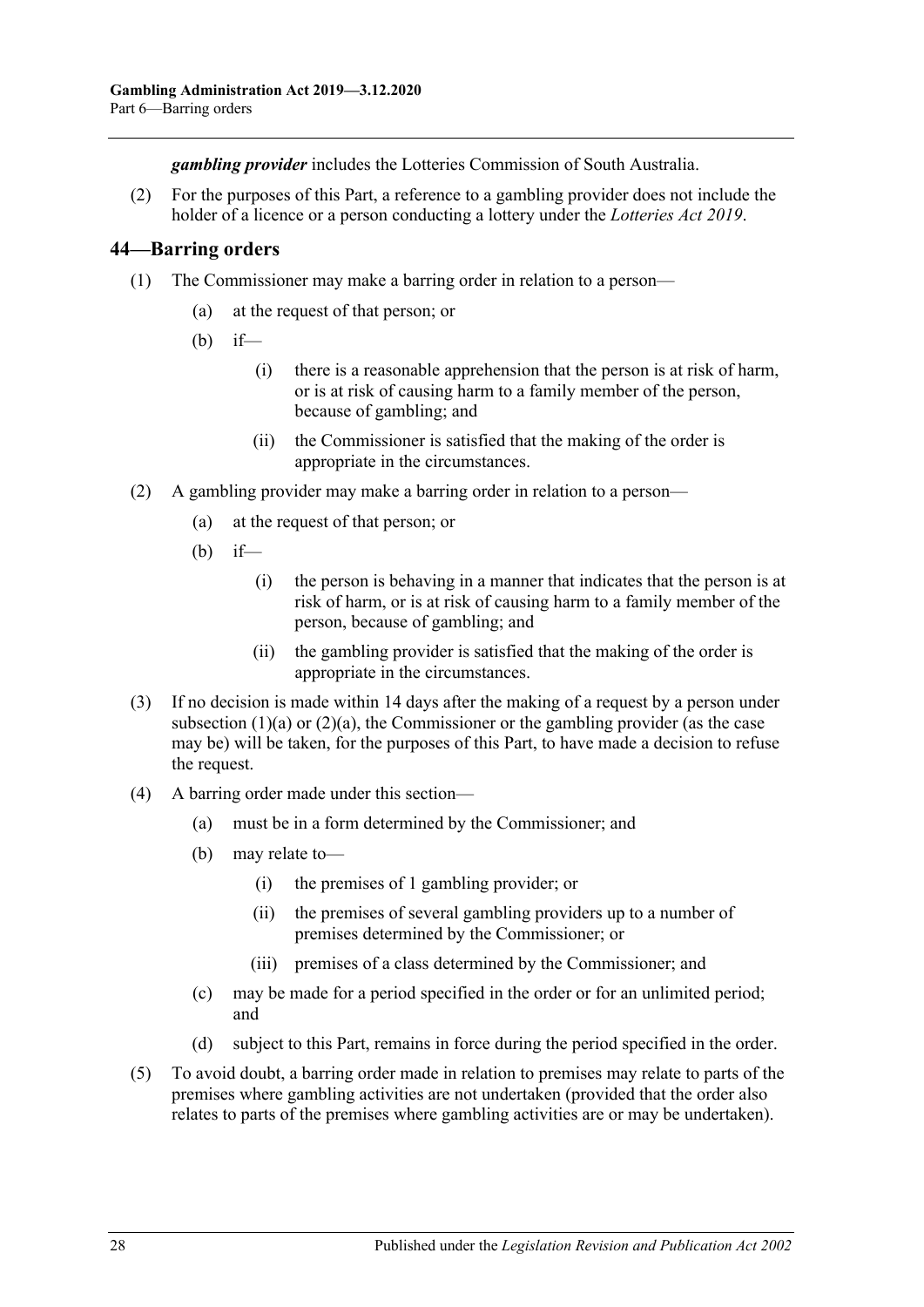***gambling provider*** includes the Lotteries Commission of South Australia.

(2) For the purposes of this Part, a reference to a gambling provider does not include the holder of a licence or a person conducting a lottery under the *Lotteries Act 2019*.

## 44—Barring orders

(1) The Commissioner may make a barring order in relation to a person—

- (a) at the request of that person; or
- (b) if—
  - (i) there is a reasonable apprehension that the person is at risk of harm, or is at risk of causing harm to a family member of the person, because of gambling; and
  - (ii) the Commissioner is satisfied that the making of the order is appropriate in the circumstances.

(2) A gambling provider may make a barring order in relation to a person—

- (a) at the request of that person; or
- (b) if—
  - (i) the person is behaving in a manner that indicates that the person is at risk of harm, or is at risk of causing harm to a family member of the person, because of gambling; and
  - (ii) the gambling provider is satisfied that the making of the order is appropriate in the circumstances.

(3) If no decision is made within 14 days after the making of a request by a person under subsection (1)(a) or (2)(a), the Commissioner or the gambling provider (as the case may be) will be taken, for the purposes of this Part, to have made a decision to refuse the request.

(4) A barring order made under this section—

- (a) must be in a form determined by the Commissioner; and
- (b) may relate to—
  - (i) the premises of 1 gambling provider; or
  - (ii) the premises of several gambling providers up to a number of premises determined by the Commissioner; or
  - (iii) premises of a class determined by the Commissioner; and
- (c) may be made for a period specified in the order or for an unlimited period; and
- (d) subject to this Part, remains in force during the period specified in the order.

(5) To avoid doubt, a barring order made in relation to premises may relate to parts of the premises where gambling activities are not undertaken (provided that the order also relates to parts of the premises where gambling activities are or may be undertaken).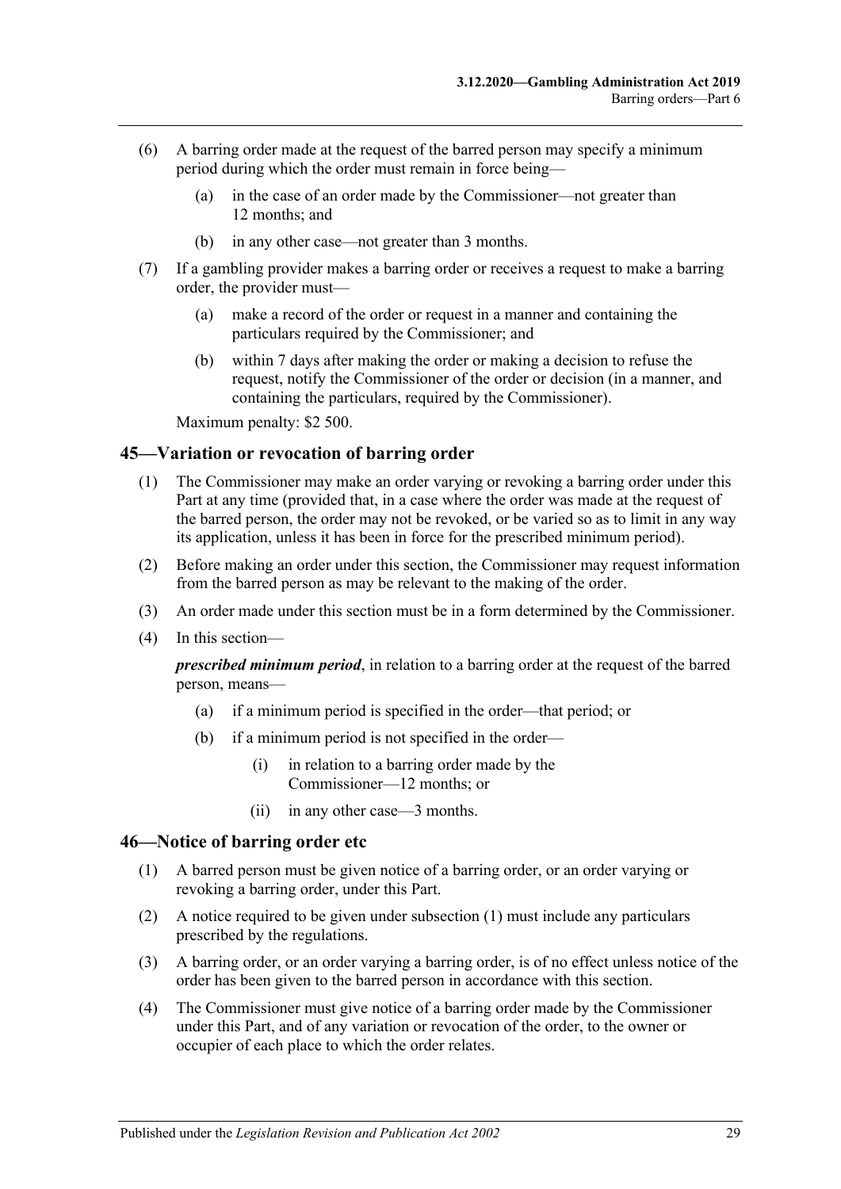(6) A barring order made at the request of the barred person may specify a minimum period during which the order must remain in force being—

(a) in the case of an order made by the Commissioner—not greater than 12 months; and

(b) in any other case—not greater than 3 months.

(7) If a gambling provider makes a barring order or receives a request to make a barring order, the provider must—

(a) make a record of the order or request in a manner and containing the particulars required by the Commissioner; and

(b) within 7 days after making the order or making a decision to refuse the request, notify the Commissioner of the order or decision (in a manner, and containing the particulars, required by the Commissioner).

Maximum penalty: $2 500.

## 45—Variation or revocation of barring order

(1) The Commissioner may make an order varying or revoking a barring order under this Part at any time (provided that, in a case where the order was made at the request of the barred person, the order may not be revoked, or be varied so as to limit in any way its application, unless it has been in force for the prescribed minimum period).

(2) Before making an order under this section, the Commissioner may request information from the barred person as may be relevant to the making of the order.

(3) An order made under this section must be in a form determined by the Commissioner.

(4) In this section—

***prescribed minimum period***, in relation to a barring order at the request of the barred person, means—

(a) if a minimum period is specified in the order—that period; or

(b) if a minimum period is not specified in the order—

(i) in relation to a barring order made by the Commissioner—12 months; or

(ii) in any other case—3 months.

## 46—Notice of barring order etc

(1) A barred person must be given notice of a barring order, or an order varying or revoking a barring order, under this Part.

(2) A notice required to be given under subsection (1) must include any particulars prescribed by the regulations.

(3) A barring order, or an order varying a barring order, is of no effect unless notice of the order has been given to the barred person in accordance with this section.

(4) The Commissioner must give notice of a barring order made by the Commissioner under this Part, and of any variation or revocation of the order, to the owner or occupier of each place to which the order relates.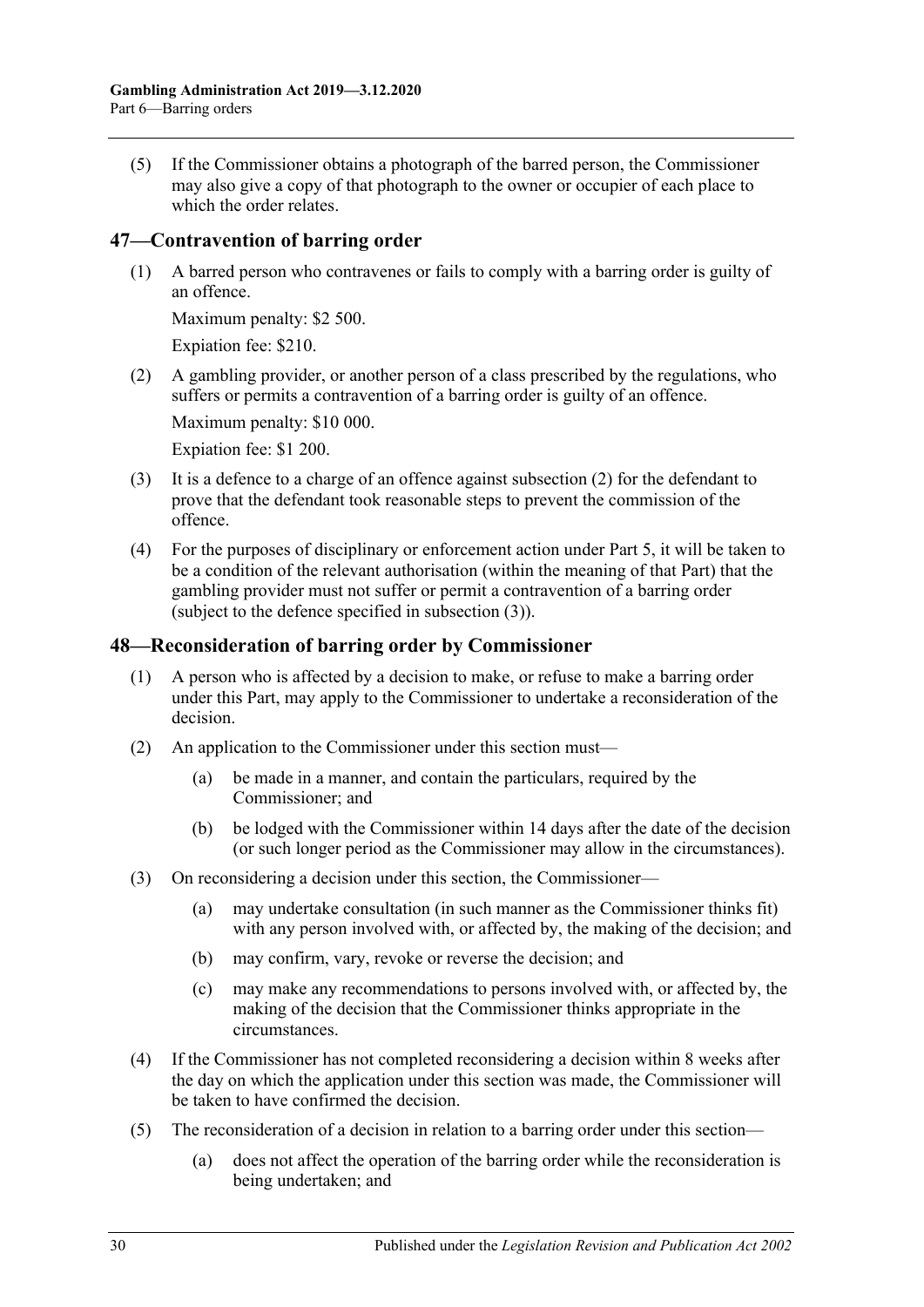(5) If the Commissioner obtains a photograph of the barred person, the Commissioner may also give a copy of that photograph to the owner or occupier of each place to which the order relates.

## 47—Contravention of barring order

(1) A barred person who contravenes or fails to comply with a barring order is guilty of an offence.

Maximum penalty: $2 500.

Expiation fee: $210.

(2) A gambling provider, or another person of a class prescribed by the regulations, who suffers or permits a contravention of a barring order is guilty of an offence.

Maximum penalty: $10 000.

Expiation fee: $1 200.

(3) It is a defence to a charge of an offence against subsection (2) for the defendant to prove that the defendant took reasonable steps to prevent the commission of the offence.

(4) For the purposes of disciplinary or enforcement action under Part 5, it will be taken to be a condition of the relevant authorisation (within the meaning of that Part) that the gambling provider must not suffer or permit a contravention of a barring order (subject to the defence specified in subsection (3)).

## 48—Reconsideration of barring order by Commissioner

(1) A person who is affected by a decision to make, or refuse to make a barring order under this Part, may apply to the Commissioner to undertake a reconsideration of the decision.

(2) An application to the Commissioner under this section must—

(a) be made in a manner, and contain the particulars, required by the Commissioner; and

(b) be lodged with the Commissioner within 14 days after the date of the decision (or such longer period as the Commissioner may allow in the circumstances).

(3) On reconsidering a decision under this section, the Commissioner—

(a) may undertake consultation (in such manner as the Commissioner thinks fit) with any person involved with, or affected by, the making of the decision; and

(b) may confirm, vary, revoke or reverse the decision; and

(c) may make any recommendations to persons involved with, or affected by, the making of the decision that the Commissioner thinks appropriate in the circumstances.

(4) If the Commissioner has not completed reconsidering a decision within 8 weeks after the day on which the application under this section was made, the Commissioner will be taken to have confirmed the decision.

(5) The reconsideration of a decision in relation to a barring order under this section—

(a) does not affect the operation of the barring order while the reconsideration is being undertaken; and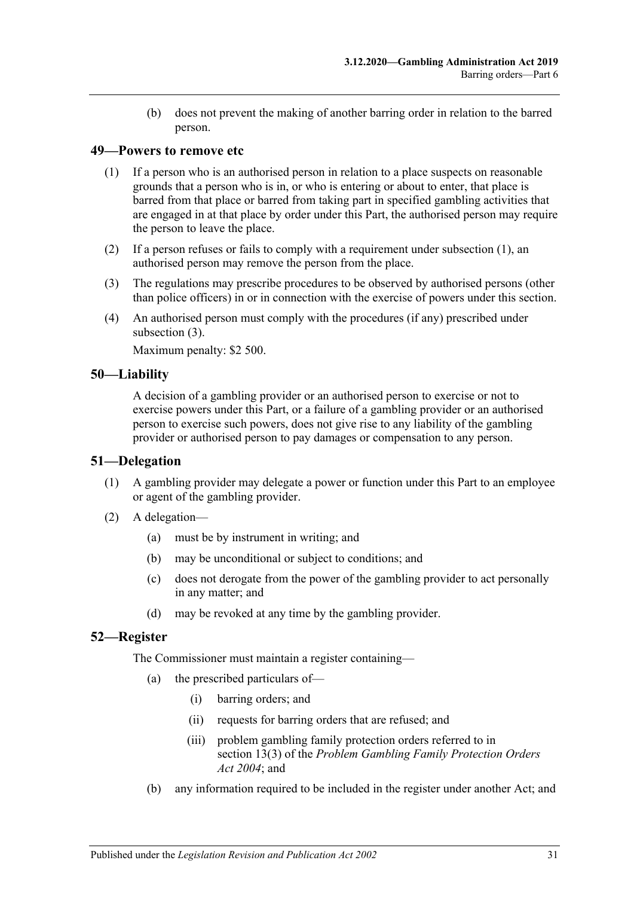(b) does not prevent the making of another barring order in relation to the barred person.

## 49—Powers to remove etc

(1) If a person who is an authorised person in relation to a place suspects on reasonable grounds that a person who is in, or who is entering or about to enter, that place is barred from that place or barred from taking part in specified gambling activities that are engaged in at that place by order under this Part, the authorised person may require the person to leave the place.

(2) If a person refuses or fails to comply with a requirement under subsection (1), an authorised person may remove the person from the place.

(3) The regulations may prescribe procedures to be observed by authorised persons (other than police officers) in or in connection with the exercise of powers under this section.

(4) An authorised person must comply with the procedures (if any) prescribed under subsection (3).

Maximum penalty: $2 500.

## 50—Liability

A decision of a gambling provider or an authorised person to exercise or not to exercise powers under this Part, or a failure of a gambling provider or an authorised person to exercise such powers, does not give rise to any liability of the gambling provider or authorised person to pay damages or compensation to any person.

## 51—Delegation

(1) A gambling provider may delegate a power or function under this Part to an employee or agent of the gambling provider.

(2) A delegation—

(a) must be by instrument in writing; and

(b) may be unconditional or subject to conditions; and

(c) does not derogate from the power of the gambling provider to act personally in any matter; and

(d) may be revoked at any time by the gambling provider.

## 52—Register

The Commissioner must maintain a register containing—

(a) the prescribed particulars of—

(i) barring orders; and

(ii) requests for barring orders that are refused; and

(iii) problem gambling family protection orders referred to in section 13(3) of the *Problem Gambling Family Protection Orders Act 2004*; and

(b) any information required to be included in the register under another Act; and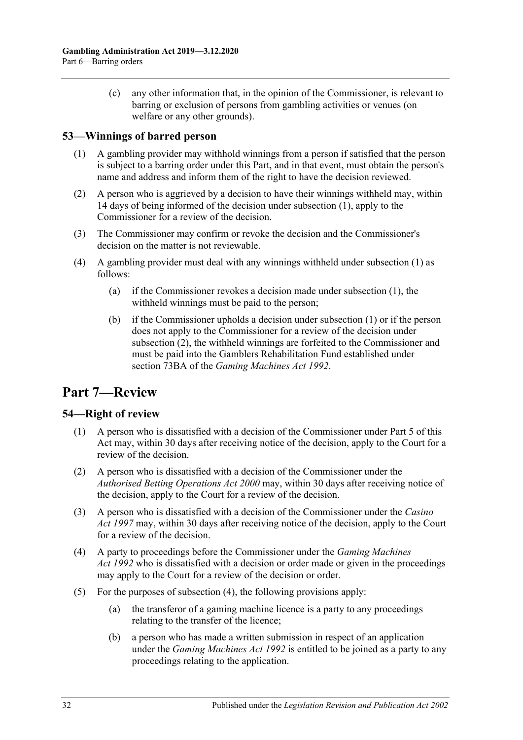(c) any other information that, in the opinion of the Commissioner, is relevant to barring or exclusion of persons from gambling activities or venues (on welfare or any other grounds).

### 53—Winnings of barred person

(1) A gambling provider may withhold winnings from a person if satisfied that the person is subject to a barring order under this Part, and in that event, must obtain the person's name and address and inform them of the right to have the decision reviewed.

(2) A person who is aggrieved by a decision to have their winnings withheld may, within 14 days of being informed of the decision under subsection (1), apply to the Commissioner for a review of the decision.

(3) The Commissioner may confirm or revoke the decision and the Commissioner's decision on the matter is not reviewable.

(4) A gambling provider must deal with any winnings withheld under subsection (1) as follows:

(a) if the Commissioner revokes a decision made under subsection (1), the withheld winnings must be paid to the person;

(b) if the Commissioner upholds a decision under subsection (1) or if the person does not apply to the Commissioner for a review of the decision under subsection (2), the withheld winnings are forfeited to the Commissioner and must be paid into the Gamblers Rehabilitation Fund established under section 73BA of the *Gaming Machines Act 1992*.

## Part 7—Review

### 54—Right of review

(1) A person who is dissatisfied with a decision of the Commissioner under Part 5 of this Act may, within 30 days after receiving notice of the decision, apply to the Court for a review of the decision.

(2) A person who is dissatisfied with a decision of the Commissioner under the *Authorised Betting Operations Act 2000* may, within 30 days after receiving notice of the decision, apply to the Court for a review of the decision.

(3) A person who is dissatisfied with a decision of the Commissioner under the *Casino Act 1997* may, within 30 days after receiving notice of the decision, apply to the Court for a review of the decision.

(4) A party to proceedings before the Commissioner under the *Gaming Machines Act 1992* who is dissatisfied with a decision or order made or given in the proceedings may apply to the Court for a review of the decision or order.

(5) For the purposes of subsection (4), the following provisions apply:

(a) the transferor of a gaming machine licence is a party to any proceedings relating to the transfer of the licence;

(b) a person who has made a written submission in respect of an application under the *Gaming Machines Act 1992* is entitled to be joined as a party to any proceedings relating to the application.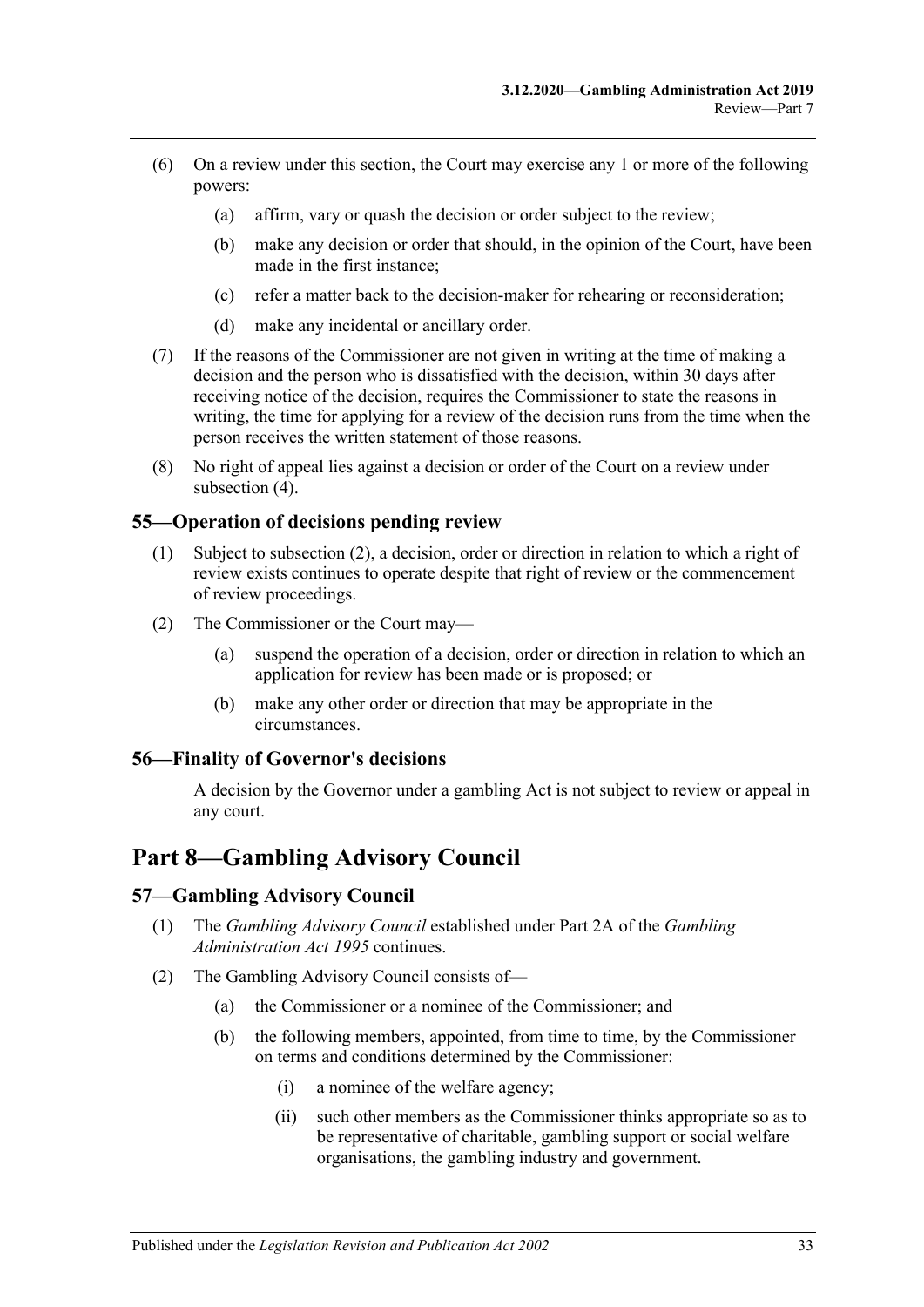(6) On a review under this section, the Court may exercise any 1 or more of the following powers:

  (a) affirm, vary or quash the decision or order subject to the review;

  (b) make any decision or order that should, in the opinion of the Court, have been made in the first instance;

  (c) refer a matter back to the decision-maker for rehearing or reconsideration;

  (d) make any incidental or ancillary order.

(7) If the reasons of the Commissioner are not given in writing at the time of making a decision and the person who is dissatisfied with the decision, within 30 days after receiving notice of the decision, requires the Commissioner to state the reasons in writing, the time for applying for a review of the decision runs from the time when the person receives the written statement of those reasons.

(8) No right of appeal lies against a decision or order of the Court on a review under subsection (4).

### 55—Operation of decisions pending review

(1) Subject to subsection (2), a decision, order or direction in relation to which a right of review exists continues to operate despite that right of review or the commencement of review proceedings.

(2) The Commissioner or the Court may—

  (a) suspend the operation of a decision, order or direction in relation to which an application for review has been made or is proposed; or

  (b) make any other order or direction that may be appropriate in the circumstances.

### 56—Finality of Governor's decisions

A decision by the Governor under a gambling Act is not subject to review or appeal in any court.

## Part 8—Gambling Advisory Council

### 57—Gambling Advisory Council

(1) The *Gambling Advisory Council* established under Part 2A of the *Gambling Administration Act 1995* continues.

(2) The Gambling Advisory Council consists of—

  (a) the Commissioner or a nominee of the Commissioner; and

  (b) the following members, appointed, from time to time, by the Commissioner on terms and conditions determined by the Commissioner:

    (i) a nominee of the welfare agency;

    (ii) such other members as the Commissioner thinks appropriate so as to be representative of charitable, gambling support or social welfare organisations, the gambling industry and government.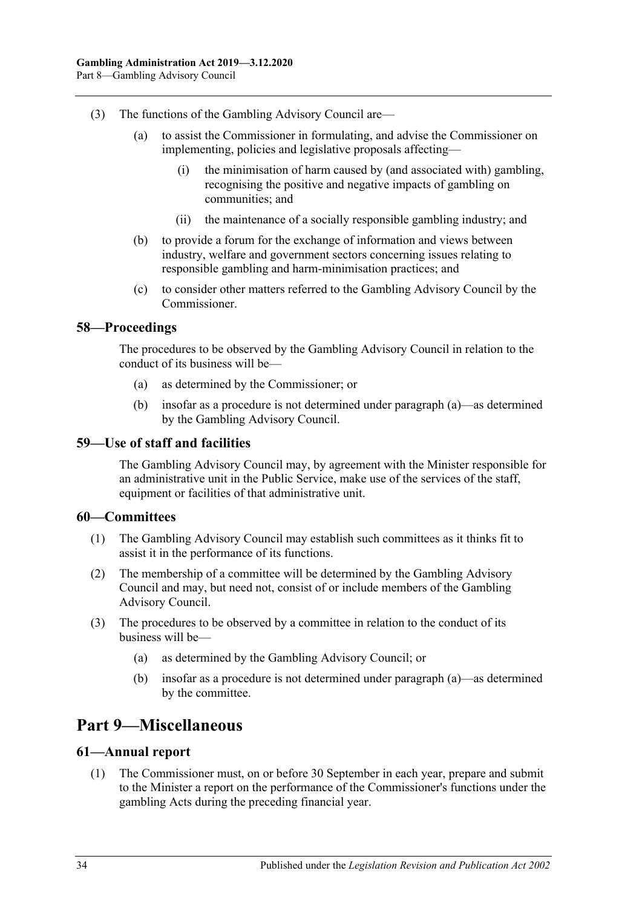(3) The functions of the Gambling Advisory Council are—

(a) to assist the Commissioner in formulating, and advise the Commissioner on implementing, policies and legislative proposals affecting—

(i) the minimisation of harm caused by (and associated with) gambling, recognising the positive and negative impacts of gambling on communities; and

(ii) the maintenance of a socially responsible gambling industry; and

(b) to provide a forum for the exchange of information and views between industry, welfare and government sectors concerning issues relating to responsible gambling and harm-minimisation practices; and

(c) to consider other matters referred to the Gambling Advisory Council by the Commissioner.

### 58—Proceedings

The procedures to be observed by the Gambling Advisory Council in relation to the conduct of its business will be—

(a) as determined by the Commissioner; or

(b) insofar as a procedure is not determined under paragraph (a)—as determined by the Gambling Advisory Council.

### 59—Use of staff and facilities

The Gambling Advisory Council may, by agreement with the Minister responsible for an administrative unit in the Public Service, make use of the services of the staff, equipment or facilities of that administrative unit.

### 60—Committees

(1) The Gambling Advisory Council may establish such committees as it thinks fit to assist it in the performance of its functions.

(2) The membership of a committee will be determined by the Gambling Advisory Council and may, but need not, consist of or include members of the Gambling Advisory Council.

(3) The procedures to be observed by a committee in relation to the conduct of its business will be—

(a) as determined by the Gambling Advisory Council; or

(b) insofar as a procedure is not determined under paragraph (a)—as determined by the committee.

## Part 9—Miscellaneous

### 61—Annual report

(1) The Commissioner must, on or before 30 September in each year, prepare and submit to the Minister a report on the performance of the Commissioner's functions under the gambling Acts during the preceding financial year.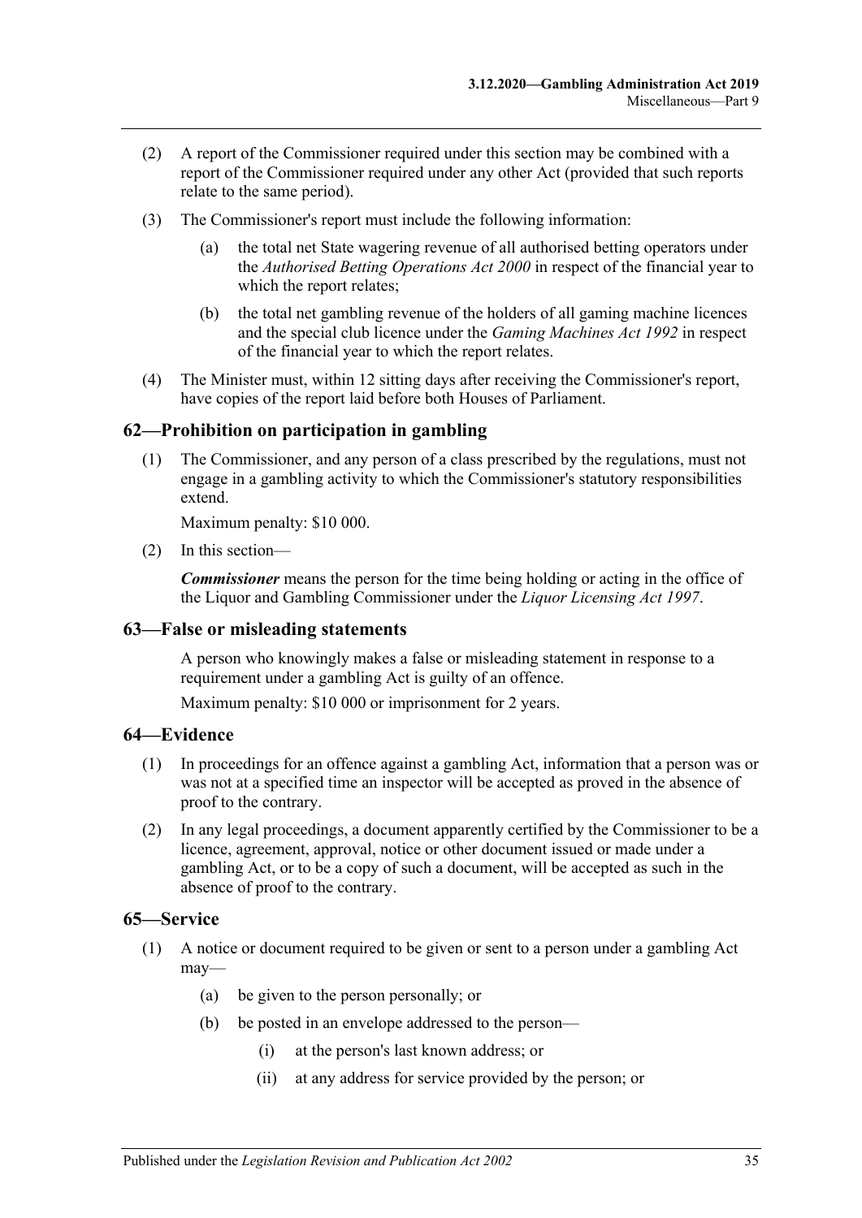(2) A report of the Commissioner required under this section may be combined with a report of the Commissioner required under any other Act (provided that such reports relate to the same period).

(3) The Commissioner's report must include the following information:

(a) the total net State wagering revenue of all authorised betting operators under the *Authorised Betting Operations Act 2000* in respect of the financial year to which the report relates;

(b) the total net gambling revenue of the holders of all gaming machine licences and the special club licence under the *Gaming Machines Act 1992* in respect of the financial year to which the report relates.

(4) The Minister must, within 12 sitting days after receiving the Commissioner's report, have copies of the report laid before both Houses of Parliament.

## 62—Prohibition on participation in gambling

(1) The Commissioner, and any person of a class prescribed by the regulations, must not engage in a gambling activity to which the Commissioner's statutory responsibilities extend.

Maximum penalty: $10 000.

(2) In this section—

***Commissioner*** means the person for the time being holding or acting in the office of the Liquor and Gambling Commissioner under the *Liquor Licensing Act 1997*.

## 63—False or misleading statements

A person who knowingly makes a false or misleading statement in response to a requirement under a gambling Act is guilty of an offence.

Maximum penalty: $10 000 or imprisonment for 2 years.

## 64—Evidence

(1) In proceedings for an offence against a gambling Act, information that a person was or was not at a specified time an inspector will be accepted as proved in the absence of proof to the contrary.

(2) In any legal proceedings, a document apparently certified by the Commissioner to be a licence, agreement, approval, notice or other document issued or made under a gambling Act, or to be a copy of such a document, will be accepted as such in the absence of proof to the contrary.

## 65—Service

(1) A notice or document required to be given or sent to a person under a gambling Act may—

(a) be given to the person personally; or

(b) be posted in an envelope addressed to the person—

(i) at the person's last known address; or

(ii) at any address for service provided by the person; or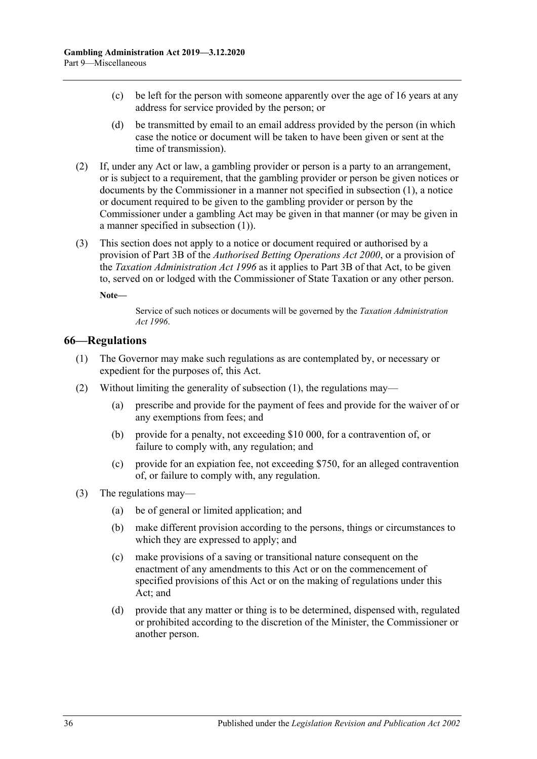(c) be left for the person with someone apparently over the age of 16 years at any address for service provided by the person; or

(d) be transmitted by email to an email address provided by the person (in which case the notice or document will be taken to have been given or sent at the time of transmission).

(2) If, under any Act or law, a gambling provider or person is a party to an arrangement, or is subject to a requirement, that the gambling provider or person be given notices or documents by the Commissioner in a manner not specified in subsection (1), a notice or document required to be given to the gambling provider or person by the Commissioner under a gambling Act may be given in that manner (or may be given in a manner specified in subsection (1)).

(3) This section does not apply to a notice or document required or authorised by a provision of Part 3B of the *Authorised Betting Operations Act 2000*, or a provision of the *Taxation Administration Act 1996* as it applies to Part 3B of that Act, to be given to, served on or lodged with the Commissioner of State Taxation or any other person.

**Note—**

Service of such notices or documents will be governed by the *Taxation Administration Act 1996*.

## 66—Regulations

(1) The Governor may make such regulations as are contemplated by, or necessary or expedient for the purposes of, this Act.

(2) Without limiting the generality of subsection (1), the regulations may—

(a) prescribe and provide for the payment of fees and provide for the waiver of or any exemptions from fees; and

(b) provide for a penalty, not exceeding $10 000, for a contravention of, or failure to comply with, any regulation; and

(c) provide for an expiation fee, not exceeding $750, for an alleged contravention of, or failure to comply with, any regulation.

(3) The regulations may—

(a) be of general or limited application; and

(b) make different provision according to the persons, things or circumstances to which they are expressed to apply; and

(c) make provisions of a saving or transitional nature consequent on the enactment of any amendments to this Act or on the commencement of specified provisions of this Act or on the making of regulations under this Act; and

(d) provide that any matter or thing is to be determined, dispensed with, regulated or prohibited according to the discretion of the Minister, the Commissioner or another person.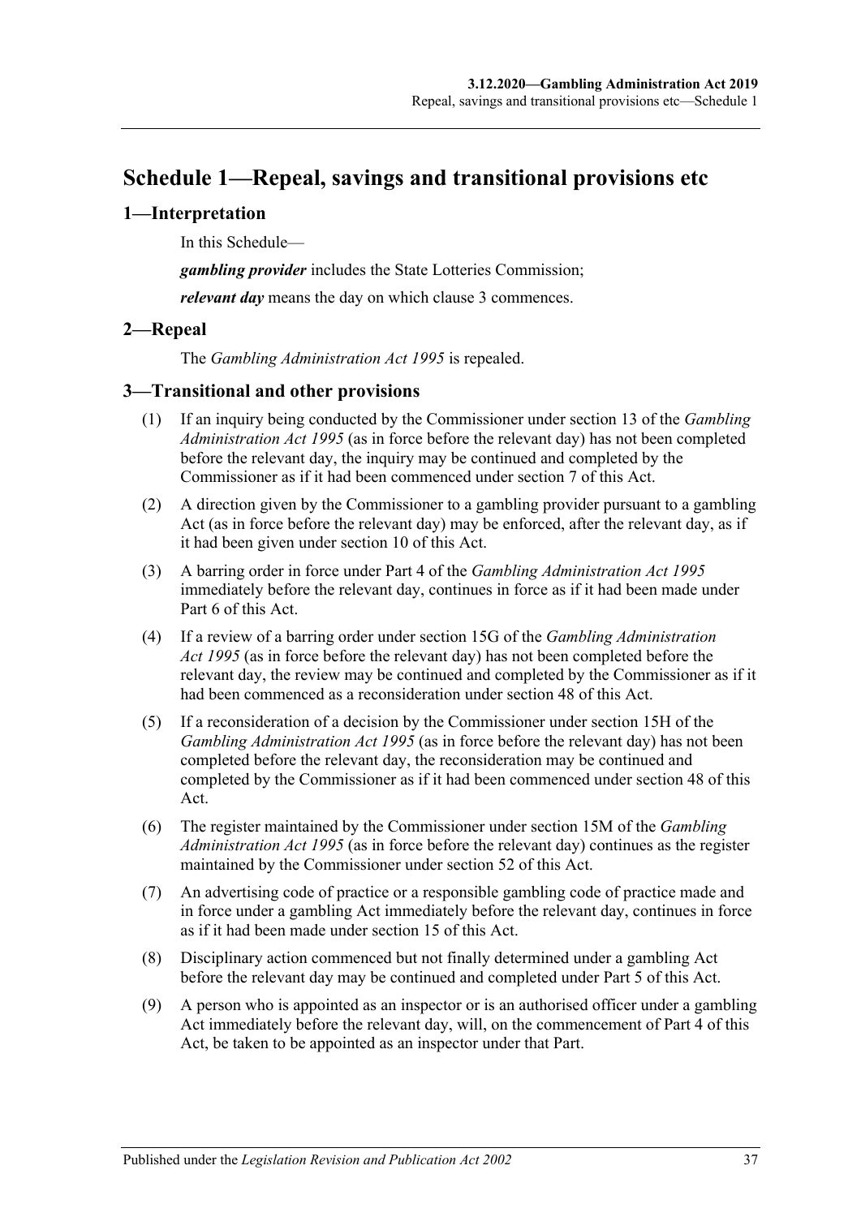# Schedule 1—Repeal, savings and transitional provisions etc

## 1—Interpretation

In this Schedule—

***gambling provider*** includes the State Lotteries Commission;

***relevant day*** means the day on which clause 3 commences.

## 2—Repeal

The *Gambling Administration Act 1995* is repealed.

## 3—Transitional and other provisions

(1) If an inquiry being conducted by the Commissioner under section 13 of the *Gambling Administration Act 1995* (as in force before the relevant day) has not been completed before the relevant day, the inquiry may be continued and completed by the Commissioner as if it had been commenced under section 7 of this Act.

(2) A direction given by the Commissioner to a gambling provider pursuant to a gambling Act (as in force before the relevant day) may be enforced, after the relevant day, as if it had been given under section 10 of this Act.

(3) A barring order in force under Part 4 of the *Gambling Administration Act 1995* immediately before the relevant day, continues in force as if it had been made under Part 6 of this Act.

(4) If a review of a barring order under section 15G of the *Gambling Administration Act 1995* (as in force before the relevant day) has not been completed before the relevant day, the review may be continued and completed by the Commissioner as if it had been commenced as a reconsideration under section 48 of this Act.

(5) If a reconsideration of a decision by the Commissioner under section 15H of the *Gambling Administration Act 1995* (as in force before the relevant day) has not been completed before the relevant day, the reconsideration may be continued and completed by the Commissioner as if it had been commenced under section 48 of this Act.

(6) The register maintained by the Commissioner under section 15M of the *Gambling Administration Act 1995* (as in force before the relevant day) continues as the register maintained by the Commissioner under section 52 of this Act.

(7) An advertising code of practice or a responsible gambling code of practice made and in force under a gambling Act immediately before the relevant day, continues in force as if it had been made under section 15 of this Act.

(8) Disciplinary action commenced but not finally determined under a gambling Act before the relevant day may be continued and completed under Part 5 of this Act.

(9) A person who is appointed as an inspector or is an authorised officer under a gambling Act immediately before the relevant day, will, on the commencement of Part 4 of this Act, be taken to be appointed as an inspector under that Part.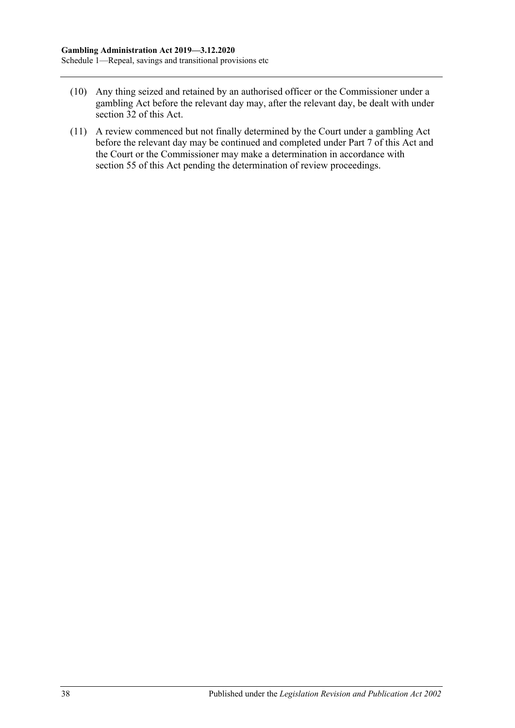(10) Any thing seized and retained by an authorised officer or the Commissioner under a gambling Act before the relevant day may, after the relevant day, be dealt with under section 32 of this Act.

(11) A review commenced but not finally determined by the Court under a gambling Act before the relevant day may be continued and completed under Part 7 of this Act and the Court or the Commissioner may make a determination in accordance with section 55 of this Act pending the determination of review proceedings.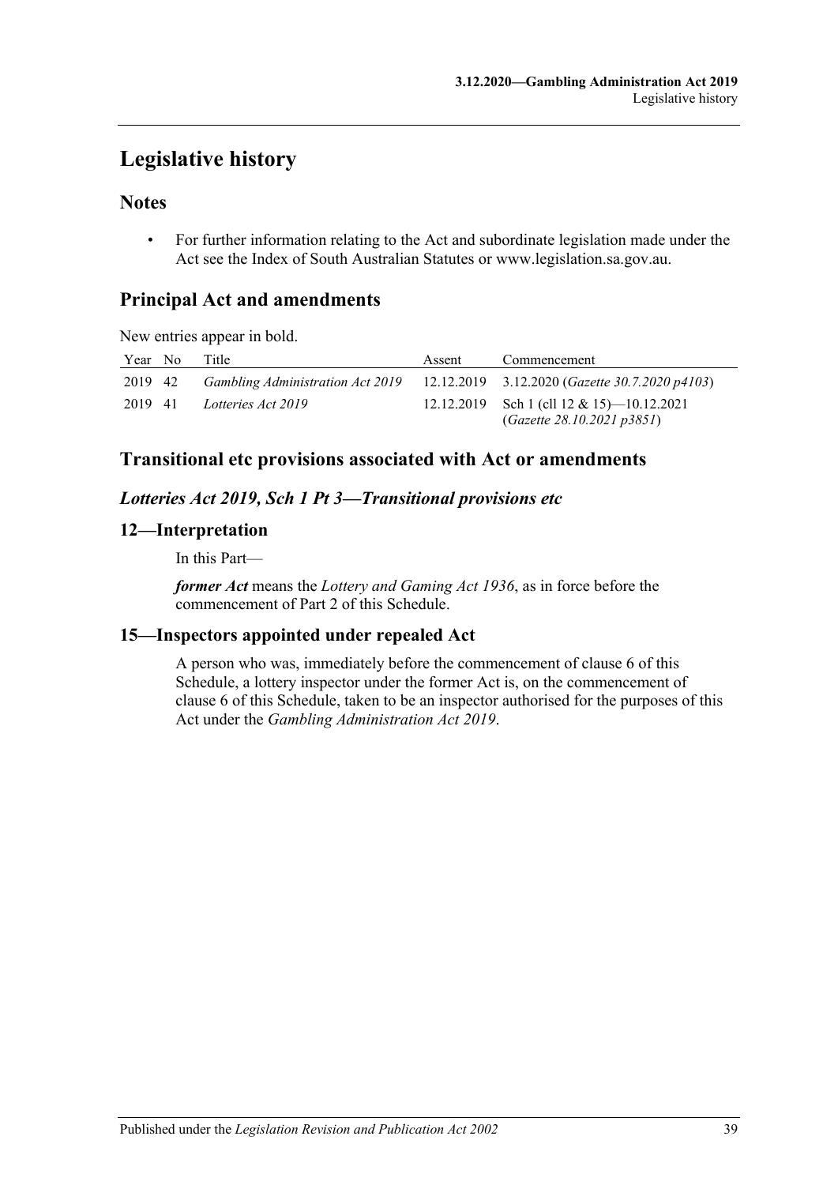# Legislative history

## Notes

- For further information relating to the Act and subordinate legislation made under the Act see the Index of South Australian Statutes or www.legislation.sa.gov.au.

## Principal Act and amendments

New entries appear in bold.

| Year | No | Title | Assent | Commencement |
|---|---|---|---|---|
| 2019 | 42 | *Gambling Administration Act 2019* | 12.12.2019 | 3.12.2020 (*Gazette 30.7.2020 p4103*) |
| 2019 | 41 | *Lotteries Act 2019* | 12.12.2019 | Sch 1 (cll 12 & 15)—10.12.2021 (*Gazette 28.10.2021 p3851*) |

## Transitional etc provisions associated with Act or amendments

### *Lotteries Act 2019, Sch 1 Pt 3—Transitional provisions etc*

### 12—Interpretation

In this Part—

***former Act*** means the *Lottery and Gaming Act 1936*, as in force before the commencement of Part 2 of this Schedule.

### 15—Inspectors appointed under repealed Act

A person who was, immediately before the commencement of clause 6 of this Schedule, a lottery inspector under the former Act is, on the commencement of clause 6 of this Schedule, taken to be an inspector authorised for the purposes of this Act under the *Gambling Administration Act 2019*.